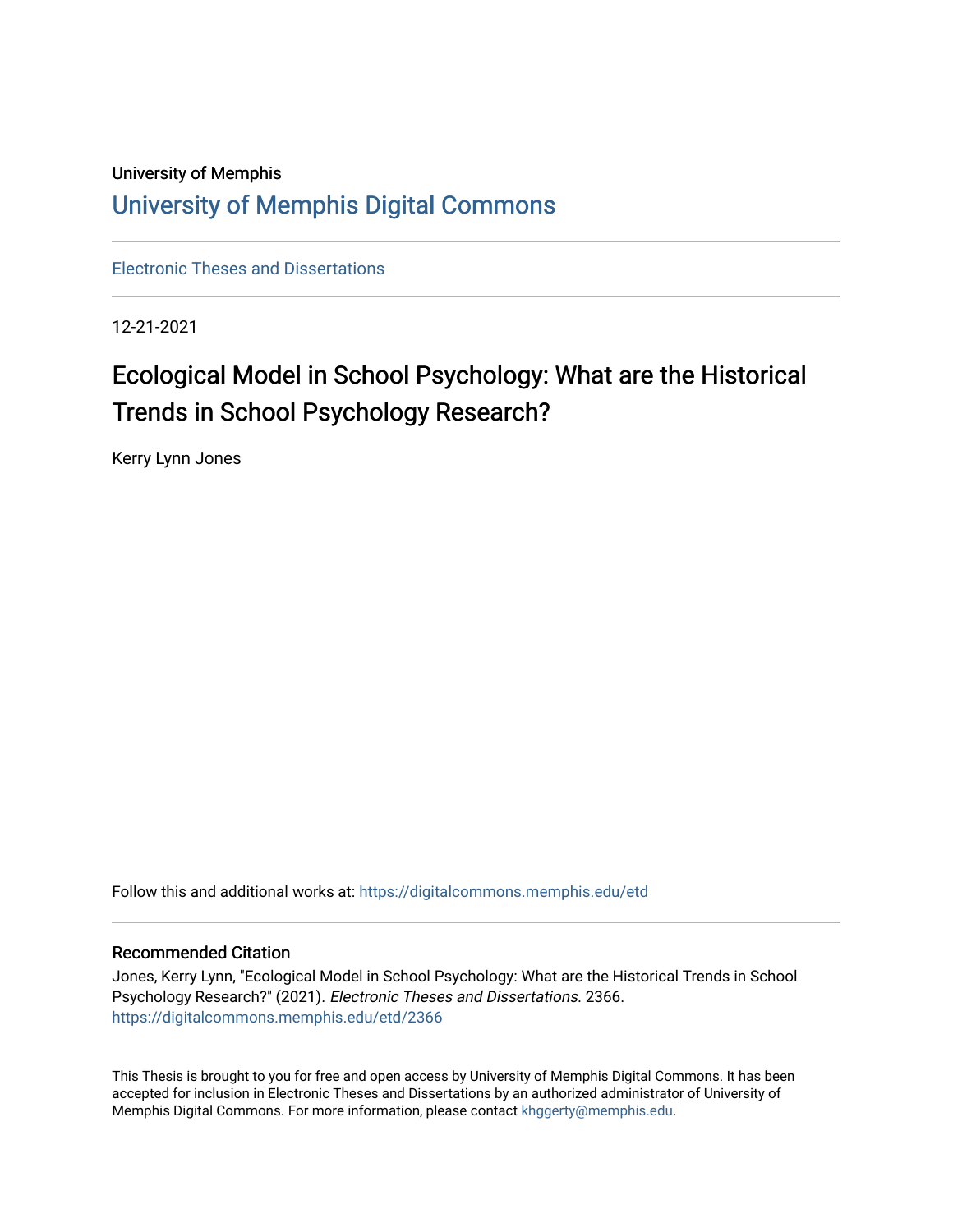University of Memphis

# University of Memphis Digital Commons

Electronic Theses and Dissertations

12-21-2021

## Ecological Model in School Psychology: What are the Historical Trends in School Psychology Research?

Kerry Lynn Jones

Follow this and additional works at: https://digitalcommons.memphis.edu/etd

### Recommended Citation

Jones, Kerry Lynn, "Ecological Model in School Psychology: What are the Historical Trends in School Psychology Research?" (2021). *Electronic Theses and Dissertations*. 2366.
https://digitalcommons.memphis.edu/etd/2366

This Thesis is brought to you for free and open access by University of Memphis Digital Commons. It has been accepted for inclusion in Electronic Theses and Dissertations by an authorized administrator of University of Memphis Digital Commons. For more information, please contact khggerty@memphis.edu.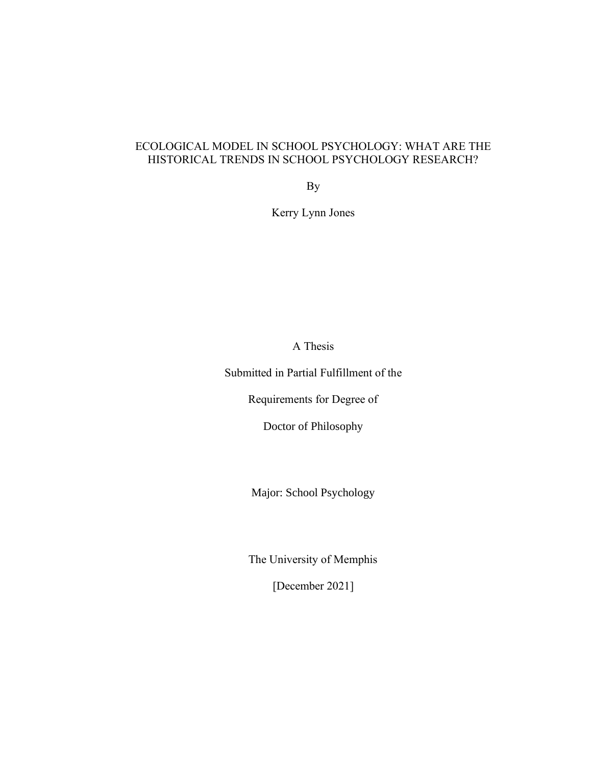# ECOLOGICAL MODEL IN SCHOOL PSYCHOLOGY: WHAT ARE THE HISTORICAL TRENDS IN SCHOOL PSYCHOLOGY RESEARCH?

By

Kerry Lynn Jones

A Thesis

Submitted in Partial Fulfillment of the

Requirements for Degree of

Doctor of Philosophy

Major: School Psychology

The University of Memphis

[December 2021]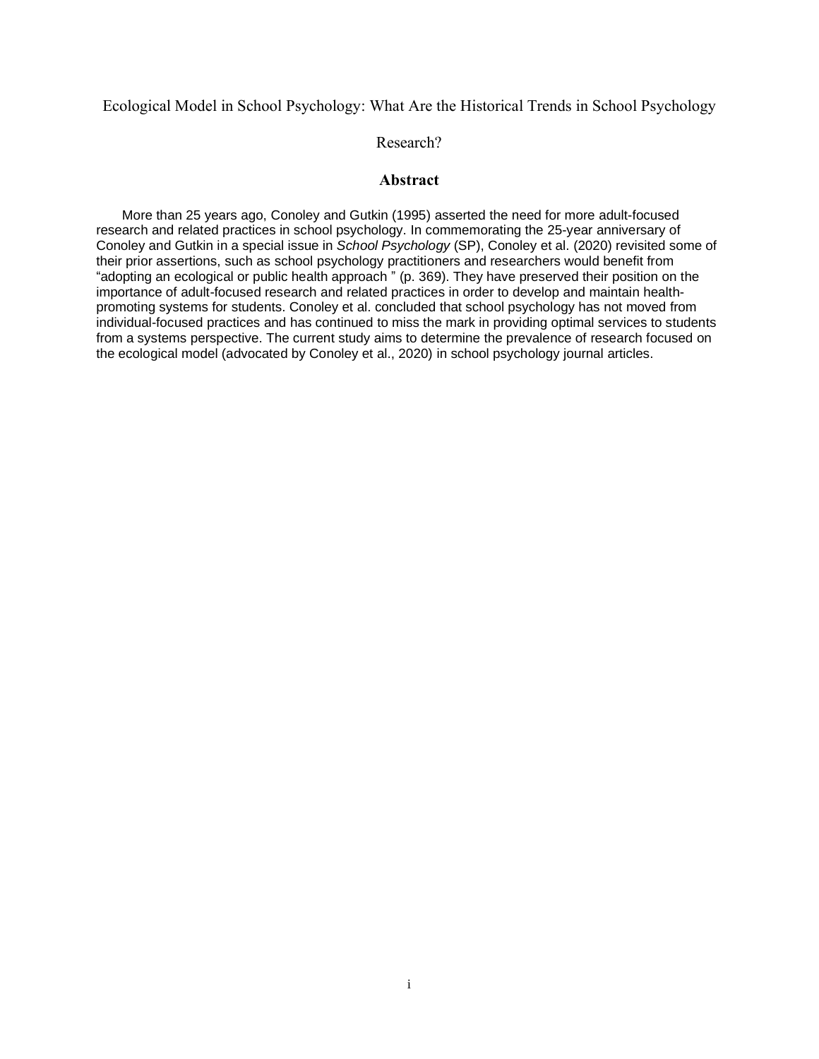# Ecological Model in School Psychology: What Are the Historical Trends in School Psychology Research?

## Abstract

More than 25 years ago, Conoley and Gutkin (1995) asserted the need for more adult-focused research and related practices in school psychology. In commemorating the 25-year anniversary of Conoley and Gutkin in a special issue in *School Psychology* (SP), Conoley et al. (2020) revisited some of their prior assertions, such as school psychology practitioners and researchers would benefit from "adopting an ecological or public health approach " (p. 369). They have preserved their position on the importance of adult-focused research and related practices in order to develop and maintain health-promoting systems for students. Conoley et al. concluded that school psychology has not moved from individual-focused practices and has continued to miss the mark in providing optimal services to students from a systems perspective. The current study aims to determine the prevalence of research focused on the ecological model (advocated by Conoley et al., 2020) in school psychology journal articles.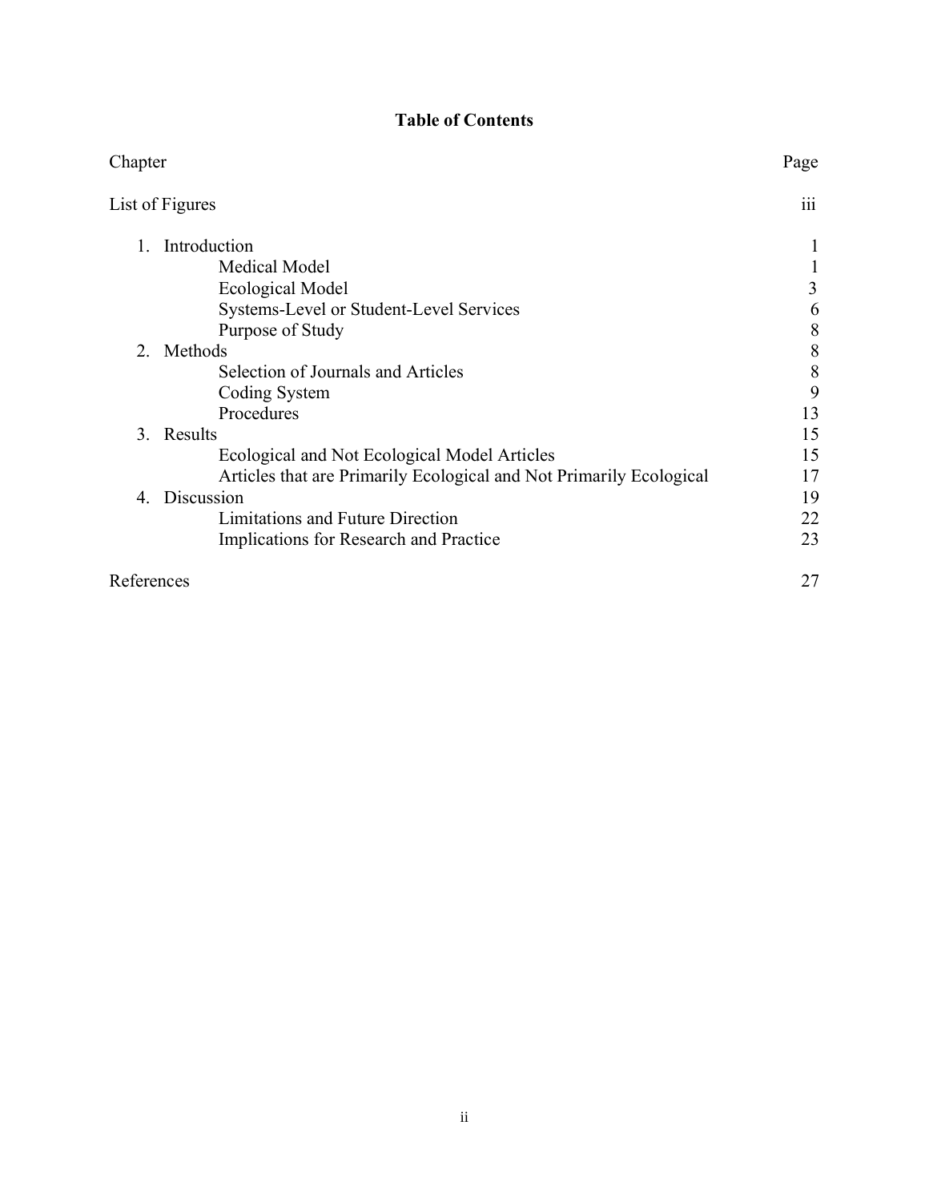# Table of Contents

| Chapter | Page |
|---|---|
| List of Figures | iii |
| 1. Introduction | 1 |
| Medical Model | 1 |
| Ecological Model | 3 |
| Systems-Level or Student-Level Services | 6 |
| Purpose of Study | 8 |
| 2. Methods | 8 |
| Selection of Journals and Articles | 8 |
| Coding System | 9 |
| Procedures | 13 |
| 3. Results | 15 |
| Ecological and Not Ecological Model Articles | 15 |
| Articles that are Primarily Ecological and Not Primarily Ecological | 17 |
| 4. Discussion | 19 |
| Limitations and Future Direction | 22 |
| Implications for Research and Practice | 23 |
| References | 27 |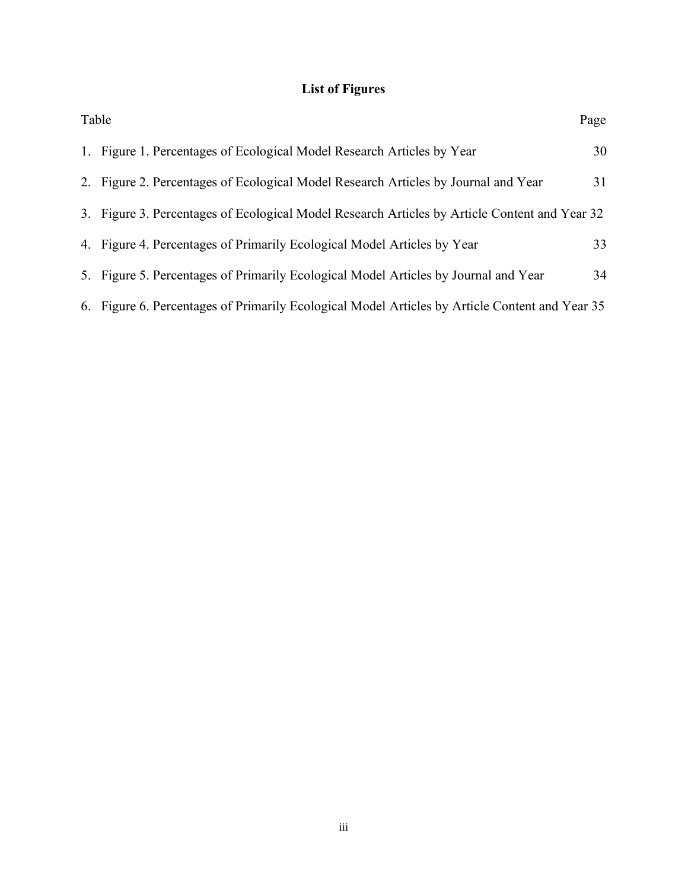## List of Figures

| Table | Page |
|---|---|
| 1. Figure 1. Percentages of Ecological Model Research Articles by Year | 30 |
| 2. Figure 2. Percentages of Ecological Model Research Articles by Journal and Year | 31 |
| 3. Figure 3. Percentages of Ecological Model Research Articles by Article Content and Year | 32 |
| 4. Figure 4. Percentages of Primarily Ecological Model Articles by Year | 33 |
| 5. Figure 5. Percentages of Primarily Ecological Model Articles by Journal and Year | 34 |
| 6. Figure 6. Percentages of Primarily Ecological Model Articles by Article Content and Year | 35 |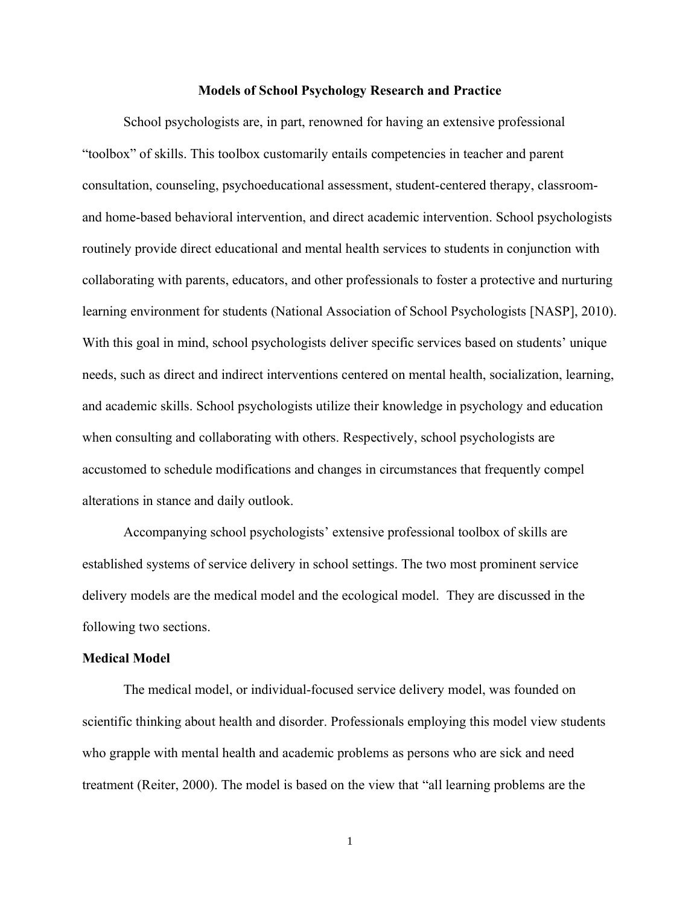# Models of School Psychology Research and Practice

School psychologists are, in part, renowned for having an extensive professional "toolbox" of skills. This toolbox customarily entails competencies in teacher and parent consultation, counseling, psychoeducational assessment, student-centered therapy, classroom- and home-based behavioral intervention, and direct academic intervention. School psychologists routinely provide direct educational and mental health services to students in conjunction with collaborating with parents, educators, and other professionals to foster a protective and nurturing learning environment for students (National Association of School Psychologists [NASP], 2010). With this goal in mind, school psychologists deliver specific services based on students' unique needs, such as direct and indirect interventions centered on mental health, socialization, learning, and academic skills. School psychologists utilize their knowledge in psychology and education when consulting and collaborating with others. Respectively, school psychologists are accustomed to schedule modifications and changes in circumstances that frequently compel alterations in stance and daily outlook.

Accompanying school psychologists' extensive professional toolbox of skills are established systems of service delivery in school settings. The two most prominent service delivery models are the medical model and the ecological model. They are discussed in the following two sections.

## Medical Model

The medical model, or individual-focused service delivery model, was founded on scientific thinking about health and disorder. Professionals employing this model view students who grapple with mental health and academic problems as persons who are sick and need treatment (Reiter, 2000). The model is based on the view that "all learning problems are the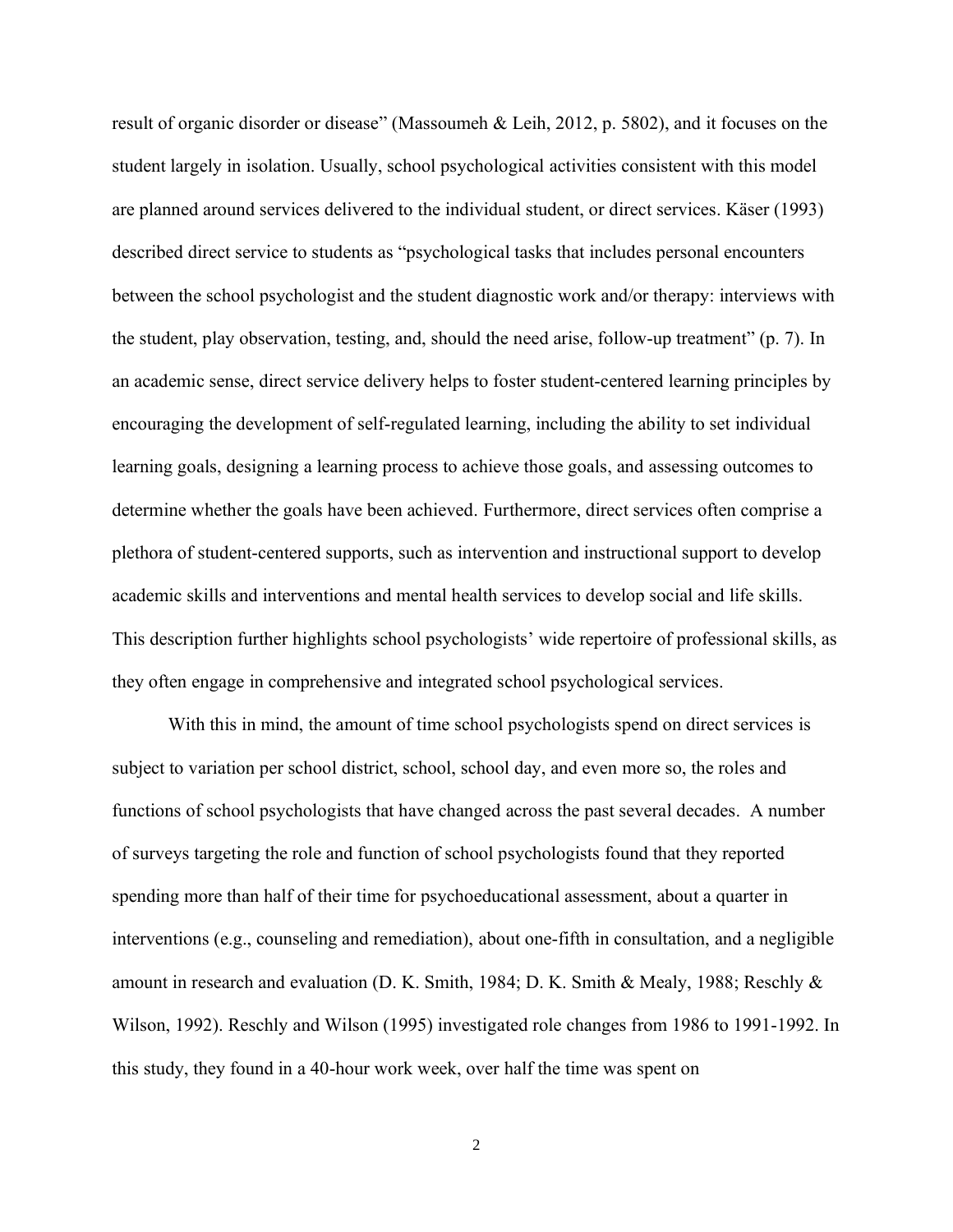result of organic disorder or disease" (Massoumeh & Leih, 2012, p. 5802), and it focuses on the student largely in isolation. Usually, school psychological activities consistent with this model are planned around services delivered to the individual student, or direct services. Käser (1993) described direct service to students as "psychological tasks that includes personal encounters between the school psychologist and the student diagnostic work and/or therapy: interviews with the student, play observation, testing, and, should the need arise, follow-up treatment" (p. 7). In an academic sense, direct service delivery helps to foster student-centered learning principles by encouraging the development of self-regulated learning, including the ability to set individual learning goals, designing a learning process to achieve those goals, and assessing outcomes to determine whether the goals have been achieved. Furthermore, direct services often comprise a plethora of student-centered supports, such as intervention and instructional support to develop academic skills and interventions and mental health services to develop social and life skills. This description further highlights school psychologists' wide repertoire of professional skills, as they often engage in comprehensive and integrated school psychological services.

With this in mind, the amount of time school psychologists spend on direct services is subject to variation per school district, school, school day, and even more so, the roles and functions of school psychologists that have changed across the past several decades. A number of surveys targeting the role and function of school psychologists found that they reported spending more than half of their time for psychoeducational assessment, about a quarter in interventions (e.g., counseling and remediation), about one-fifth in consultation, and a negligible amount in research and evaluation (D. K. Smith, 1984; D. K. Smith & Mealy, 1988; Reschly & Wilson, 1992). Reschly and Wilson (1995) investigated role changes from 1986 to 1991-1992. In this study, they found in a 40-hour work week, over half the time was spent on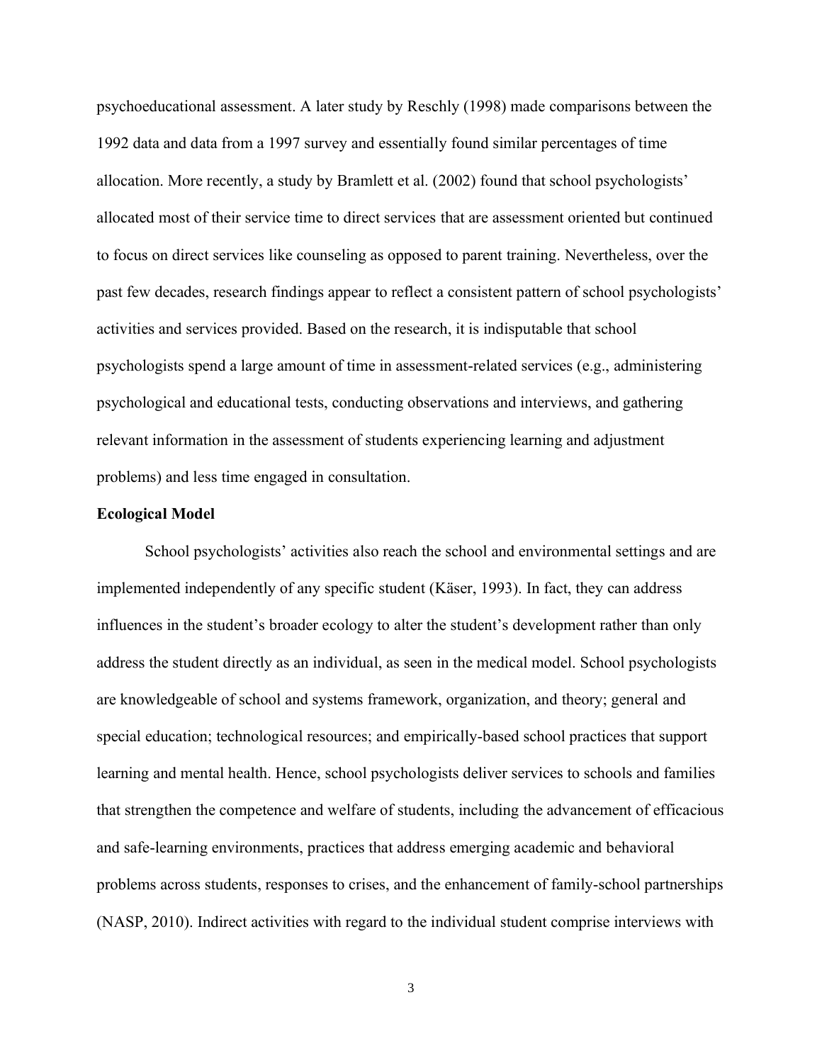psychoeducational assessment. A later study by Reschly (1998) made comparisons between the 1992 data and data from a 1997 survey and essentially found similar percentages of time allocation. More recently, a study by Bramlett et al. (2002) found that school psychologists' allocated most of their service time to direct services that are assessment oriented but continued to focus on direct services like counseling as opposed to parent training. Nevertheless, over the past few decades, research findings appear to reflect a consistent pattern of school psychologists' activities and services provided. Based on the research, it is indisputable that school psychologists spend a large amount of time in assessment-related services (e.g., administering psychological and educational tests, conducting observations and interviews, and gathering relevant information in the assessment of students experiencing learning and adjustment problems) and less time engaged in consultation.

**Ecological Model**

School psychologists' activities also reach the school and environmental settings and are implemented independently of any specific student (Käser, 1993). In fact, they can address influences in the student's broader ecology to alter the student's development rather than only address the student directly as an individual, as seen in the medical model. School psychologists are knowledgeable of school and systems framework, organization, and theory; general and special education; technological resources; and empirically-based school practices that support learning and mental health. Hence, school psychologists deliver services to schools and families that strengthen the competence and welfare of students, including the advancement of efficacious and safe-learning environments, practices that address emerging academic and behavioral problems across students, responses to crises, and the enhancement of family-school partnerships (NASP, 2010). Indirect activities with regard to the individual student comprise interviews with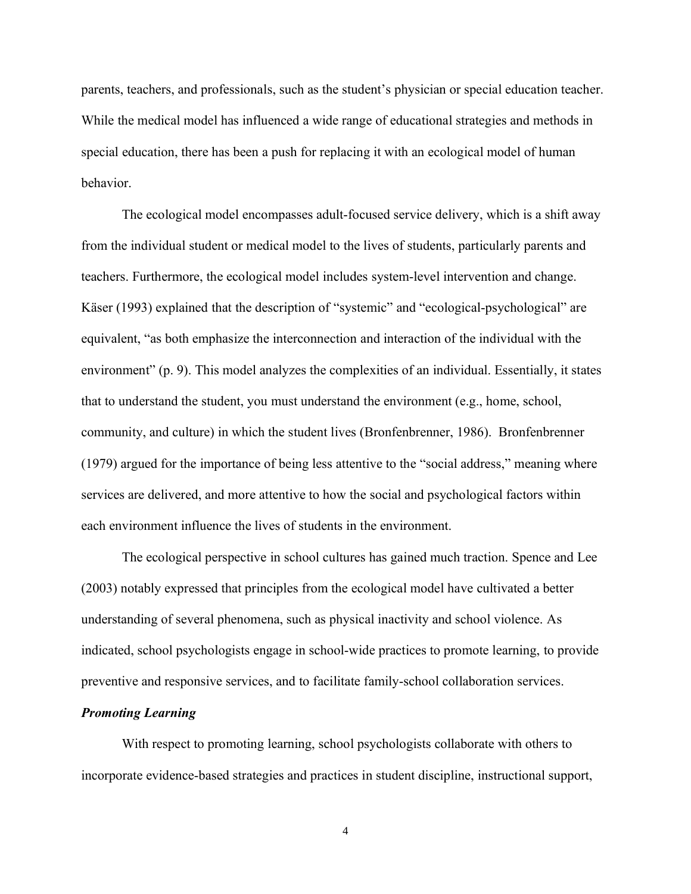parents, teachers, and professionals, such as the student's physician or special education teacher. While the medical model has influenced a wide range of educational strategies and methods in special education, there has been a push for replacing it with an ecological model of human behavior.

The ecological model encompasses adult-focused service delivery, which is a shift away from the individual student or medical model to the lives of students, particularly parents and teachers. Furthermore, the ecological model includes system-level intervention and change. Käser (1993) explained that the description of "systemic" and "ecological-psychological" are equivalent, "as both emphasize the interconnection and interaction of the individual with the environment" (p. 9). This model analyzes the complexities of an individual. Essentially, it states that to understand the student, you must understand the environment (e.g., home, school, community, and culture) in which the student lives (Bronfenbrenner, 1986). Bronfenbrenner (1979) argued for the importance of being less attentive to the "social address," meaning where services are delivered, and more attentive to how the social and psychological factors within each environment influence the lives of students in the environment.

The ecological perspective in school cultures has gained much traction. Spence and Lee (2003) notably expressed that principles from the ecological model have cultivated a better understanding of several phenomena, such as physical inactivity and school violence. As indicated, school psychologists engage in school-wide practices to promote learning, to provide preventive and responsive services, and to facilitate family-school collaboration services.

### *Promoting Learning*

With respect to promoting learning, school psychologists collaborate with others to incorporate evidence-based strategies and practices in student discipline, instructional support,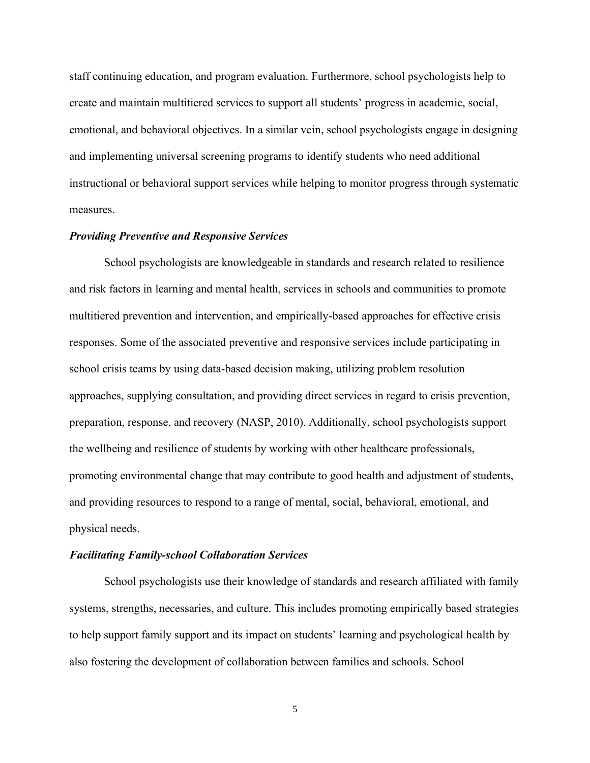staff continuing education, and program evaluation. Furthermore, school psychologists help to create and maintain multitiered services to support all students' progress in academic, social, emotional, and behavioral objectives. In a similar vein, school psychologists engage in designing and implementing universal screening programs to identify students who need additional instructional or behavioral support services while helping to monitor progress through systematic measures.

### ***Providing Preventive and Responsive Services***

School psychologists are knowledgeable in standards and research related to resilience and risk factors in learning and mental health, services in schools and communities to promote multitiered prevention and intervention, and empirically-based approaches for effective crisis responses. Some of the associated preventive and responsive services include participating in school crisis teams by using data-based decision making, utilizing problem resolution approaches, supplying consultation, and providing direct services in regard to crisis prevention, preparation, response, and recovery (NASP, 2010). Additionally, school psychologists support the wellbeing and resilience of students by working with other healthcare professionals, promoting environmental change that may contribute to good health and adjustment of students, and providing resources to respond to a range of mental, social, behavioral, emotional, and physical needs.

### ***Facilitating Family-school Collaboration Services***

School psychologists use their knowledge of standards and research affiliated with family systems, strengths, necessaries, and culture. This includes promoting empirically based strategies to help support family support and its impact on students' learning and psychological health by also fostering the development of collaboration between families and schools. School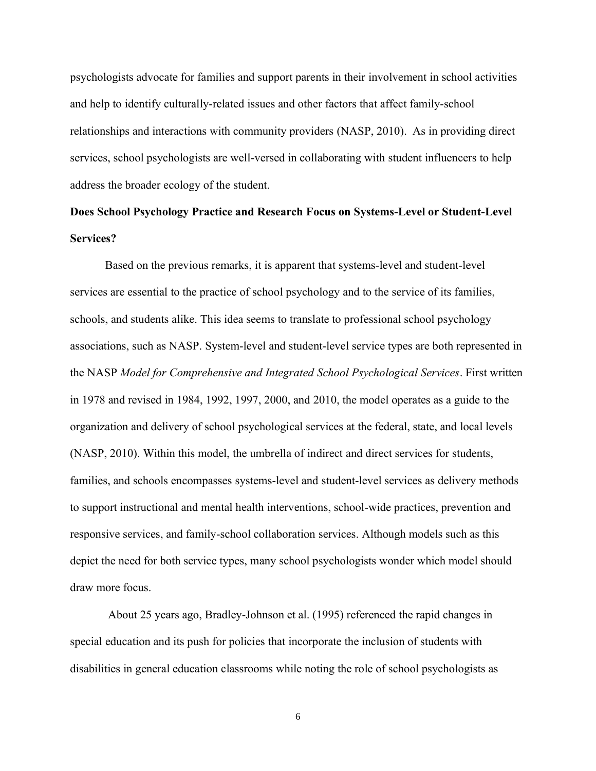psychologists advocate for families and support parents in their involvement in school activities and help to identify culturally-related issues and other factors that affect family-school relationships and interactions with community providers (NASP, 2010). As in providing direct services, school psychologists are well-versed in collaborating with student influencers to help address the broader ecology of the student.

## Does School Psychology Practice and Research Focus on Systems-Level or Student-Level Services?

Based on the previous remarks, it is apparent that systems-level and student-level services are essential to the practice of school psychology and to the service of its families, schools, and students alike. This idea seems to translate to professional school psychology associations, such as NASP. System-level and student-level service types are both represented in the NASP *Model for Comprehensive and Integrated School Psychological Services*. First written in 1978 and revised in 1984, 1992, 1997, 2000, and 2010, the model operates as a guide to the organization and delivery of school psychological services at the federal, state, and local levels (NASP, 2010). Within this model, the umbrella of indirect and direct services for students, families, and schools encompasses systems-level and student-level services as delivery methods to support instructional and mental health interventions, school-wide practices, prevention and responsive services, and family-school collaboration services. Although models such as this depict the need for both service types, many school psychologists wonder which model should draw more focus.

About 25 years ago, Bradley-Johnson et al. (1995) referenced the rapid changes in special education and its push for policies that incorporate the inclusion of students with disabilities in general education classrooms while noting the role of school psychologists as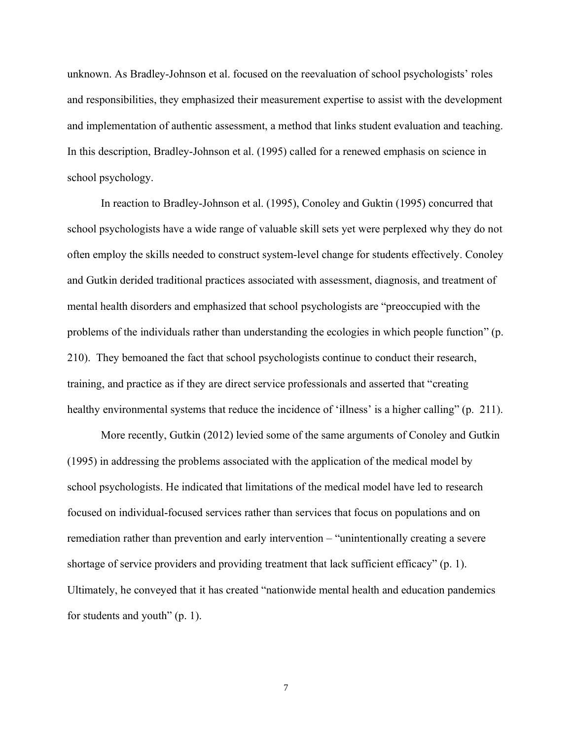unknown. As Bradley-Johnson et al. focused on the reevaluation of school psychologists' roles and responsibilities, they emphasized their measurement expertise to assist with the development and implementation of authentic assessment, a method that links student evaluation and teaching. In this description, Bradley-Johnson et al. (1995) called for a renewed emphasis on science in school psychology.

In reaction to Bradley-Johnson et al. (1995), Conoley and Guktin (1995) concurred that school psychologists have a wide range of valuable skill sets yet were perplexed why they do not often employ the skills needed to construct system-level change for students effectively. Conoley and Gutkin derided traditional practices associated with assessment, diagnosis, and treatment of mental health disorders and emphasized that school psychologists are "preoccupied with the problems of the individuals rather than understanding the ecologies in which people function" (p. 210). They bemoaned the fact that school psychologists continue to conduct their research, training, and practice as if they are direct service professionals and asserted that "creating healthy environmental systems that reduce the incidence of 'illness' is a higher calling" (p. 211).

More recently, Gutkin (2012) levied some of the same arguments of Conoley and Gutkin (1995) in addressing the problems associated with the application of the medical model by school psychologists. He indicated that limitations of the medical model have led to research focused on individual-focused services rather than services that focus on populations and on remediation rather than prevention and early intervention – "unintentionally creating a severe shortage of service providers and providing treatment that lack sufficient efficacy" (p. 1). Ultimately, he conveyed that it has created "nationwide mental health and education pandemics for students and youth" (p. 1).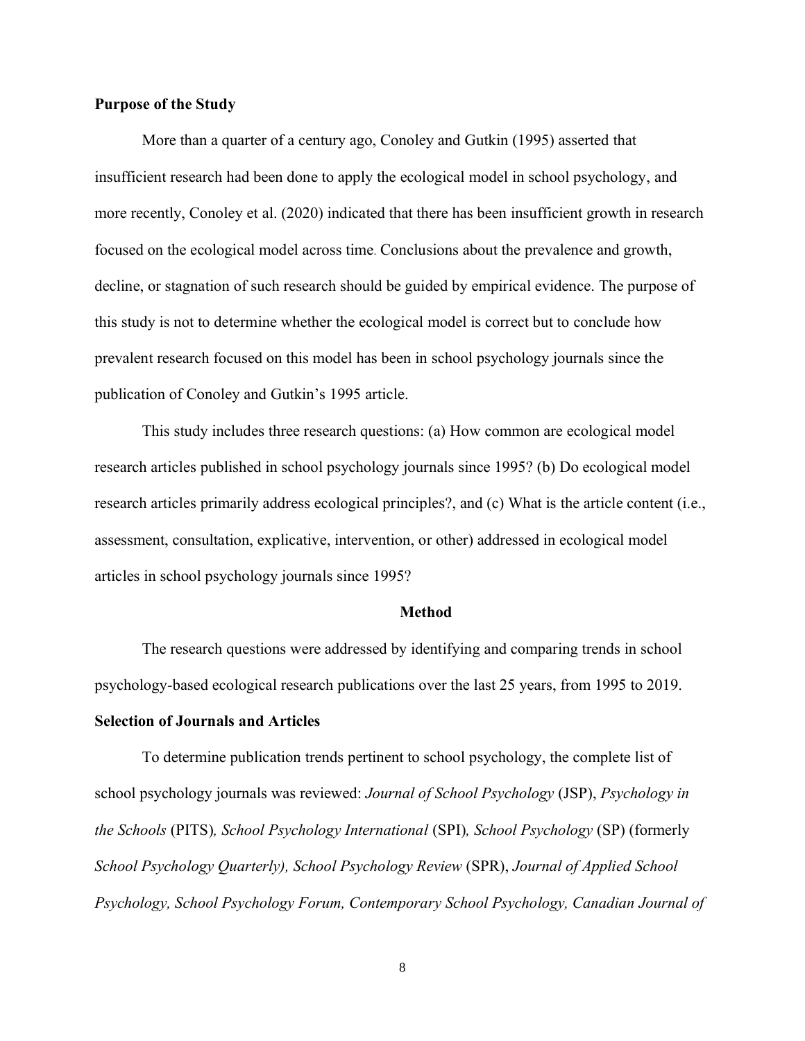**Purpose of the Study**

More than a quarter of a century ago, Conoley and Gutkin (1995) asserted that insufficient research had been done to apply the ecological model in school psychology, and more recently, Conoley et al. (2020) indicated that there has been insufficient growth in research focused on the ecological model across time. Conclusions about the prevalence and growth, decline, or stagnation of such research should be guided by empirical evidence. The purpose of this study is not to determine whether the ecological model is correct but to conclude how prevalent research focused on this model has been in school psychology journals since the publication of Conoley and Gutkin's 1995 article.

This study includes three research questions: (a) How common are ecological model research articles published in school psychology journals since 1995? (b) Do ecological model research articles primarily address ecological principles?, and (c) What is the article content (i.e., assessment, consultation, explicative, intervention, or other) addressed in ecological model articles in school psychology journals since 1995?

## Method

The research questions were addressed by identifying and comparing trends in school psychology-based ecological research publications over the last 25 years, from 1995 to 2019.

**Selection of Journals and Articles**

To determine publication trends pertinent to school psychology, the complete list of school psychology journals was reviewed: *Journal of School Psychology* (JSP), *Psychology in the Schools* (PITS), *School Psychology International* (SPI), *School Psychology* (SP) (formerly *School Psychology Quarterly), School Psychology Review* (SPR), *Journal of Applied School Psychology, School Psychology Forum, Contemporary School Psychology, Canadian Journal of*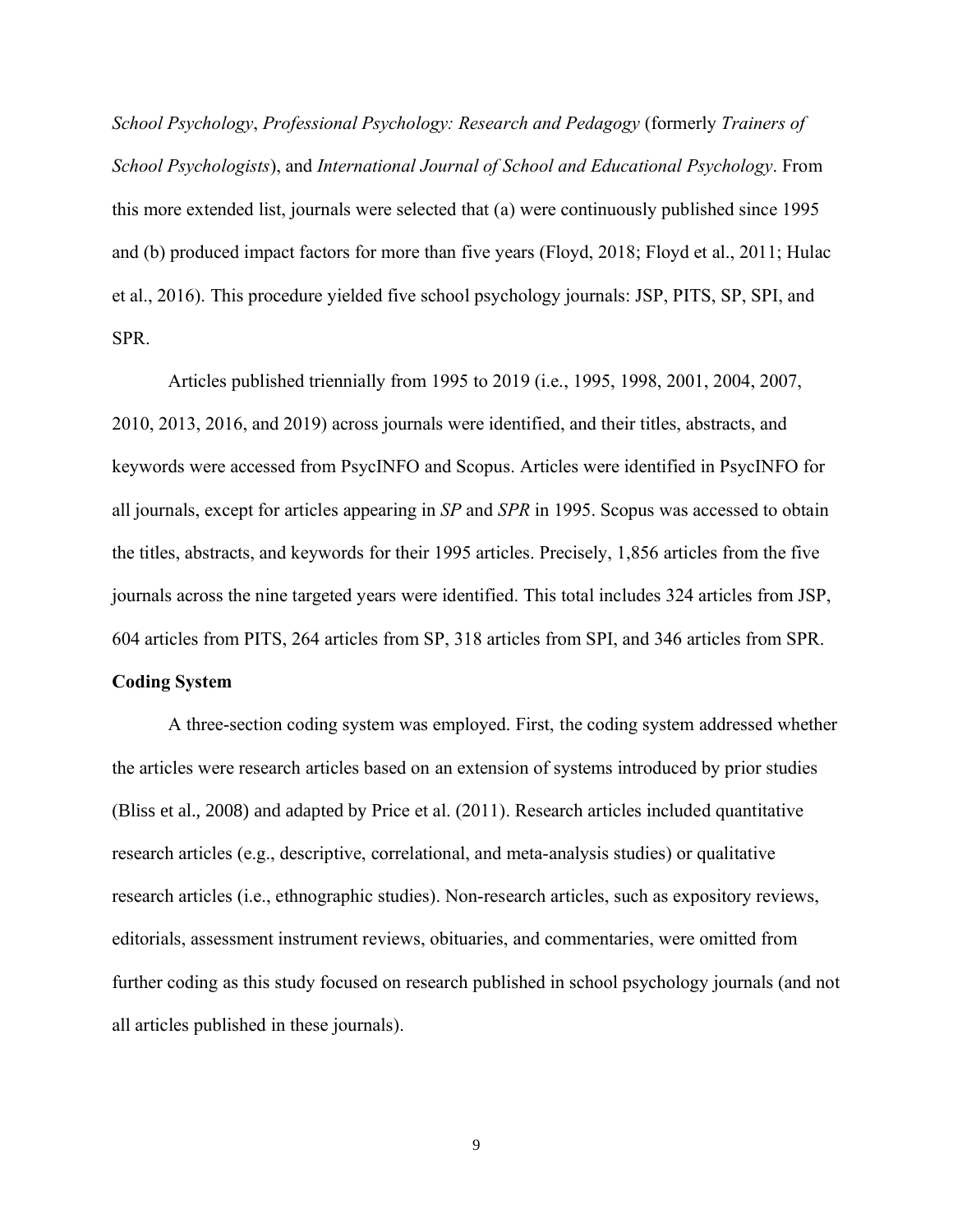*School Psychology*, *Professional Psychology: Research and Pedagogy* (formerly *Trainers of School Psychologists*), and *International Journal of School and Educational Psychology*. From this more extended list, journals were selected that (a) were continuously published since 1995 and (b) produced impact factors for more than five years (Floyd, 2018; Floyd et al., 2011; Hulac et al., 2016). This procedure yielded five school psychology journals: JSP, PITS, SP, SPI, and SPR.

Articles published triennially from 1995 to 2019 (i.e., 1995, 1998, 2001, 2004, 2007, 2010, 2013, 2016, and 2019) across journals were identified, and their titles, abstracts, and keywords were accessed from PsycINFO and Scopus. Articles were identified in PsycINFO for all journals, except for articles appearing in *SP* and *SPR* in 1995. Scopus was accessed to obtain the titles, abstracts, and keywords for their 1995 articles. Precisely, 1,856 articles from the five journals across the nine targeted years were identified. This total includes 324 articles from JSP, 604 articles from PITS, 264 articles from SP, 318 articles from SPI, and 346 articles from SPR.

**Coding System**

A three-section coding system was employed. First, the coding system addressed whether the articles were research articles based on an extension of systems introduced by prior studies (Bliss et al., 2008) and adapted by Price et al. (2011). Research articles included quantitative research articles (e.g., descriptive, correlational, and meta-analysis studies) or qualitative research articles (i.e., ethnographic studies). Non-research articles, such as expository reviews, editorials, assessment instrument reviews, obituaries, and commentaries, were omitted from further coding as this study focused on research published in school psychology journals (and not all articles published in these journals).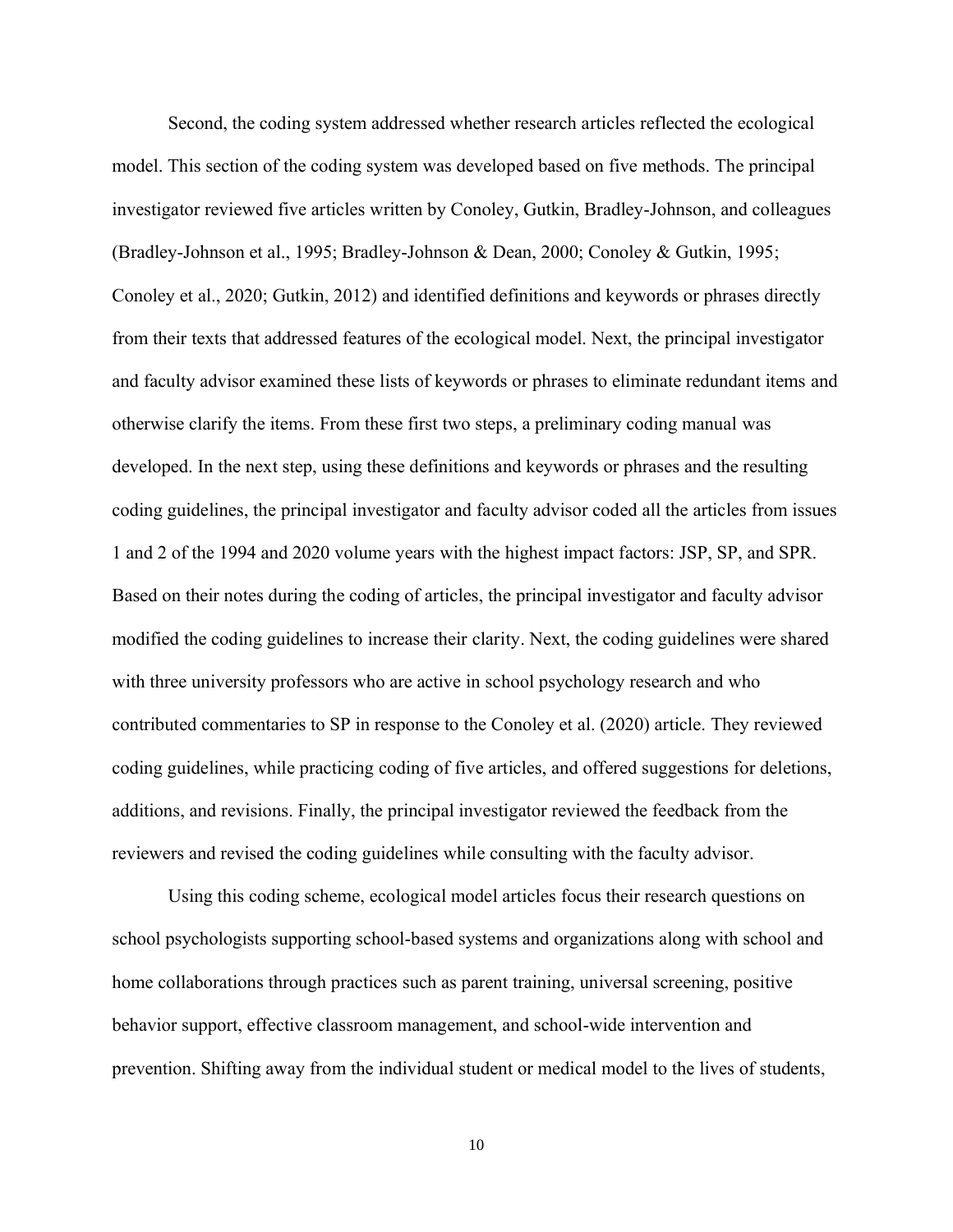Second, the coding system addressed whether research articles reflected the ecological model. This section of the coding system was developed based on five methods. The principal investigator reviewed five articles written by Conoley, Gutkin, Bradley-Johnson, and colleagues (Bradley-Johnson et al., 1995; Bradley-Johnson & Dean, 2000; Conoley & Gutkin, 1995; Conoley et al., 2020; Gutkin, 2012) and identified definitions and keywords or phrases directly from their texts that addressed features of the ecological model. Next, the principal investigator and faculty advisor examined these lists of keywords or phrases to eliminate redundant items and otherwise clarify the items. From these first two steps, a preliminary coding manual was developed. In the next step, using these definitions and keywords or phrases and the resulting coding guidelines, the principal investigator and faculty advisor coded all the articles from issues 1 and 2 of the 1994 and 2020 volume years with the highest impact factors: JSP, SP, and SPR. Based on their notes during the coding of articles, the principal investigator and faculty advisor modified the coding guidelines to increase their clarity. Next, the coding guidelines were shared with three university professors who are active in school psychology research and who contributed commentaries to SP in response to the Conoley et al. (2020) article. They reviewed coding guidelines, while practicing coding of five articles, and offered suggestions for deletions, additions, and revisions. Finally, the principal investigator reviewed the feedback from the reviewers and revised the coding guidelines while consulting with the faculty advisor.

Using this coding scheme, ecological model articles focus their research questions on school psychologists supporting school-based systems and organizations along with school and home collaborations through practices such as parent training, universal screening, positive behavior support, effective classroom management, and school-wide intervention and prevention. Shifting away from the individual student or medical model to the lives of students,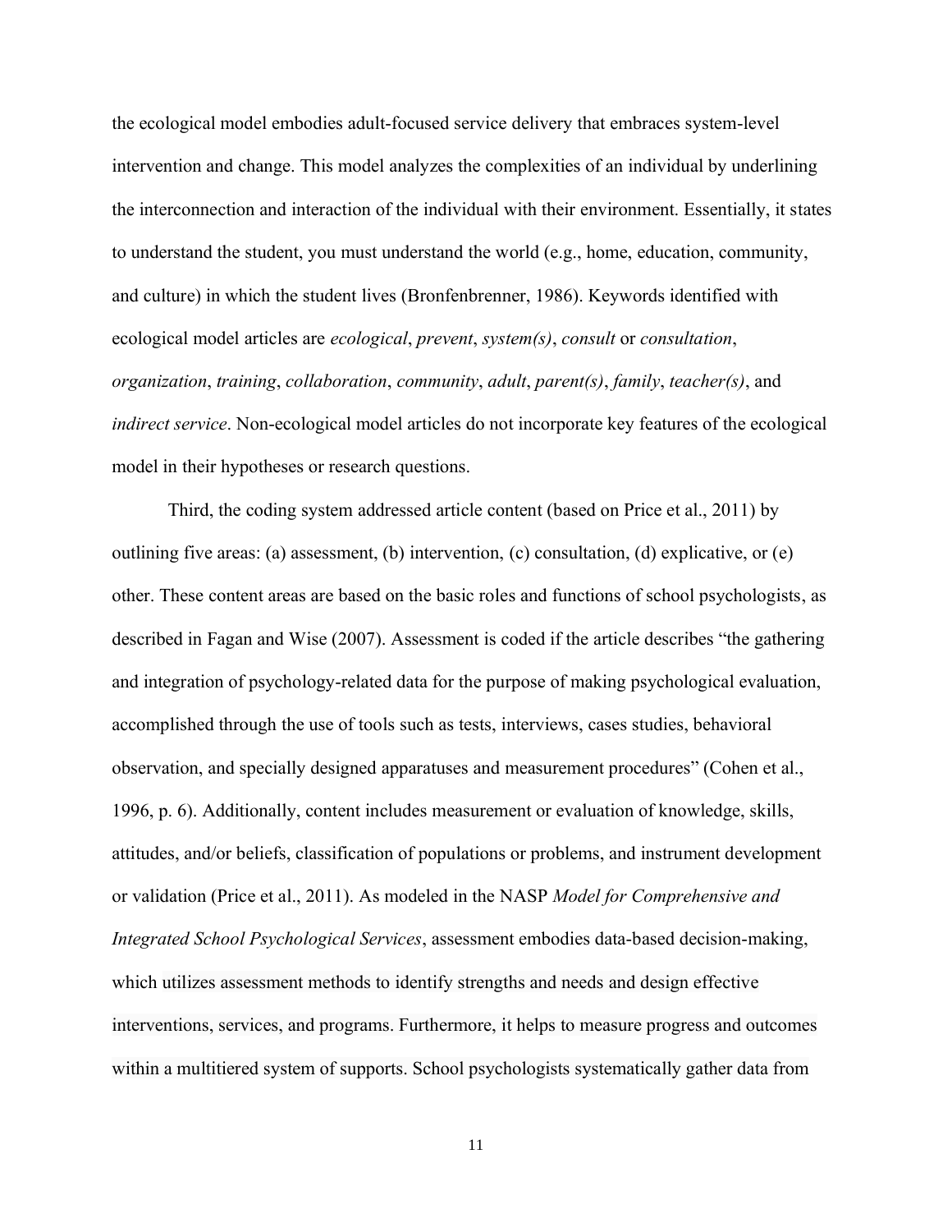the ecological model embodies adult-focused service delivery that embraces system-level intervention and change. This model analyzes the complexities of an individual by underlining the interconnection and interaction of the individual with their environment. Essentially, it states to understand the student, you must understand the world (e.g., home, education, community, and culture) in which the student lives (Bronfenbrenner, 1986). Keywords identified with ecological model articles are *ecological*, *prevent*, *system(s)*, *consult* or *consultation*, *organization*, *training*, *collaboration*, *community*, *adult*, *parent(s)*, *family*, *teacher(s)*, and *indirect service*. Non-ecological model articles do not incorporate key features of the ecological model in their hypotheses or research questions.

Third, the coding system addressed article content (based on Price et al., 2011) by outlining five areas: (a) assessment, (b) intervention, (c) consultation, (d) explicative, or (e) other. These content areas are based on the basic roles and functions of school psychologists, as described in Fagan and Wise (2007). Assessment is coded if the article describes "the gathering and integration of psychology-related data for the purpose of making psychological evaluation, accomplished through the use of tools such as tests, interviews, cases studies, behavioral observation, and specially designed apparatuses and measurement procedures" (Cohen et al., 1996, p. 6). Additionally, content includes measurement or evaluation of knowledge, skills, attitudes, and/or beliefs, classification of populations or problems, and instrument development or validation (Price et al., 2011). As modeled in the NASP *Model for Comprehensive and Integrated School Psychological Services*, assessment embodies data-based decision-making, which utilizes assessment methods to identify strengths and needs and design effective interventions, services, and programs. Furthermore, it helps to measure progress and outcomes within a multitiered system of supports. School psychologists systematically gather data from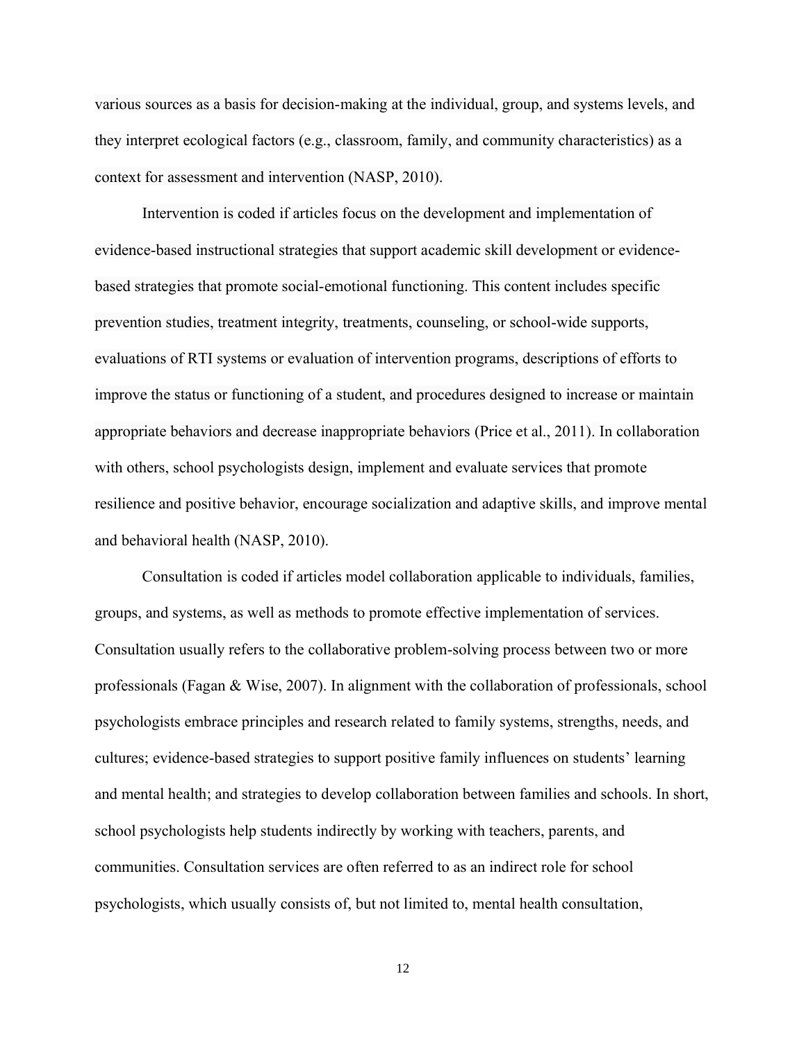various sources as a basis for decision-making at the individual, group, and systems levels, and they interpret ecological factors (e.g., classroom, family, and community characteristics) as a context for assessment and intervention (NASP, 2010).

Intervention is coded if articles focus on the development and implementation of evidence-based instructional strategies that support academic skill development or evidence-based strategies that promote social-emotional functioning. This content includes specific prevention studies, treatment integrity, treatments, counseling, or school-wide supports, evaluations of RTI systems or evaluation of intervention programs, descriptions of efforts to improve the status or functioning of a student, and procedures designed to increase or maintain appropriate behaviors and decrease inappropriate behaviors (Price et al., 2011). In collaboration with others, school psychologists design, implement and evaluate services that promote resilience and positive behavior, encourage socialization and adaptive skills, and improve mental and behavioral health (NASP, 2010).

Consultation is coded if articles model collaboration applicable to individuals, families, groups, and systems, as well as methods to promote effective implementation of services. Consultation usually refers to the collaborative problem-solving process between two or more professionals (Fagan & Wise, 2007). In alignment with the collaboration of professionals, school psychologists embrace principles and research related to family systems, strengths, needs, and cultures; evidence-based strategies to support positive family influences on students' learning and mental health; and strategies to develop collaboration between families and schools. In short, school psychologists help students indirectly by working with teachers, parents, and communities. Consultation services are often referred to as an indirect role for school psychologists, which usually consists of, but not limited to, mental health consultation,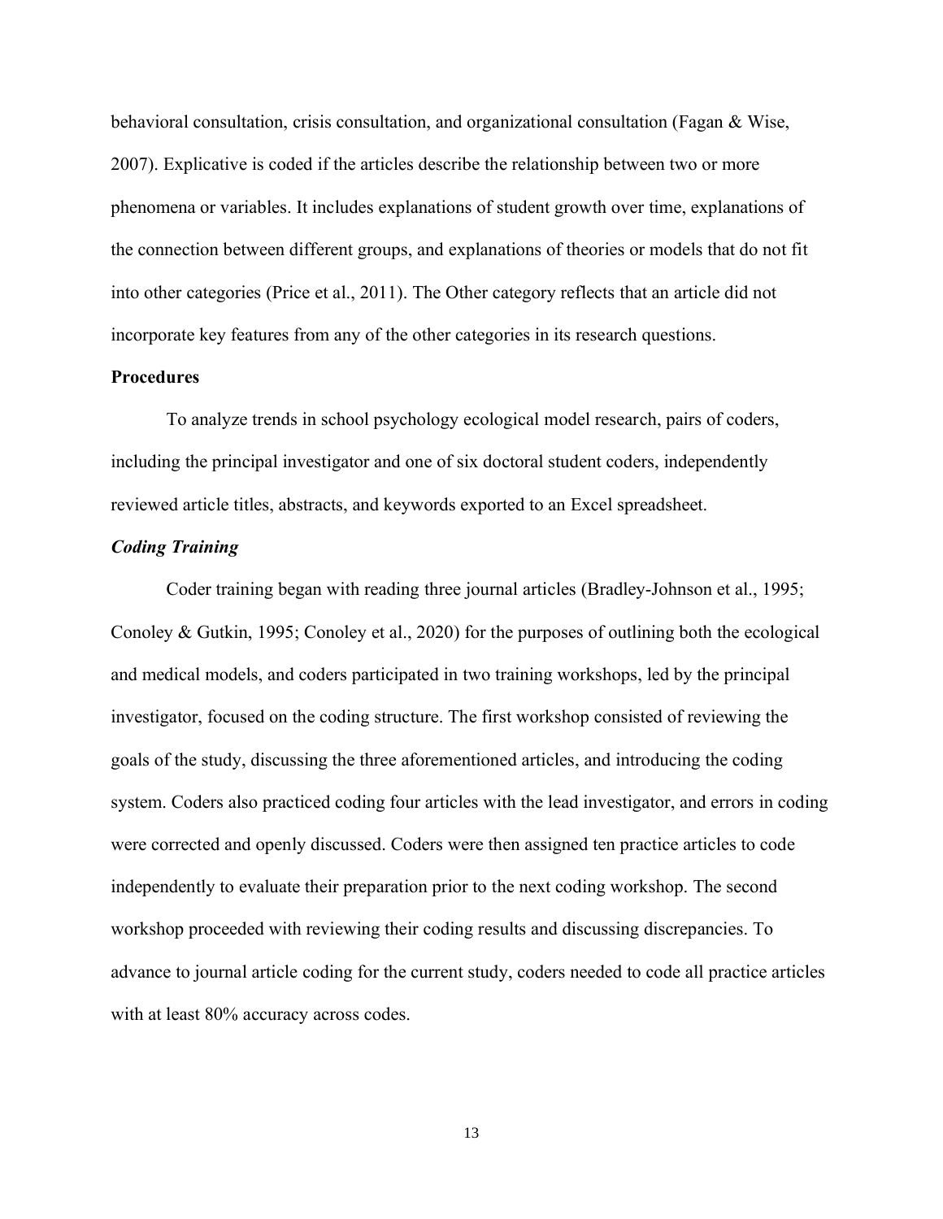behavioral consultation, crisis consultation, and organizational consultation (Fagan & Wise, 2007). Explicative is coded if the articles describe the relationship between two or more phenomena or variables. It includes explanations of student growth over time, explanations of the connection between different groups, and explanations of theories or models that do not fit into other categories (Price et al., 2011). The Other category reflects that an article did not incorporate key features from any of the other categories in its research questions.

## Procedures

To analyze trends in school psychology ecological model research, pairs of coders, including the principal investigator and one of six doctoral student coders, independently reviewed article titles, abstracts, and keywords exported to an Excel spreadsheet.

### *Coding Training*

Coder training began with reading three journal articles (Bradley-Johnson et al., 1995; Conoley & Gutkin, 1995; Conoley et al., 2020) for the purposes of outlining both the ecological and medical models, and coders participated in two training workshops, led by the principal investigator, focused on the coding structure. The first workshop consisted of reviewing the goals of the study, discussing the three aforementioned articles, and introducing the coding system. Coders also practiced coding four articles with the lead investigator, and errors in coding were corrected and openly discussed. Coders were then assigned ten practice articles to code independently to evaluate their preparation prior to the next coding workshop. The second workshop proceeded with reviewing their coding results and discussing discrepancies. To advance to journal article coding for the current study, coders needed to code all practice articles with at least 80% accuracy across codes.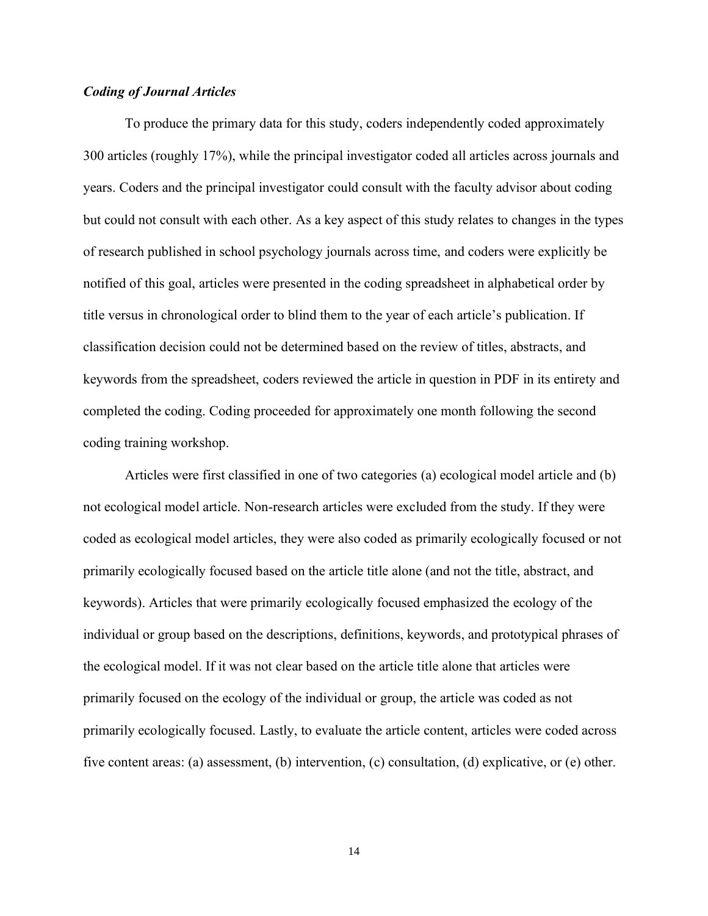### ***Coding of Journal Articles***

To produce the primary data for this study, coders independently coded approximately 300 articles (roughly 17%), while the principal investigator coded all articles across journals and years. Coders and the principal investigator could consult with the faculty advisor about coding but could not consult with each other. As a key aspect of this study relates to changes in the types of research published in school psychology journals across time, and coders were explicitly be notified of this goal, articles were presented in the coding spreadsheet in alphabetical order by title versus in chronological order to blind them to the year of each article's publication. If classification decision could not be determined based on the review of titles, abstracts, and keywords from the spreadsheet, coders reviewed the article in question in PDF in its entirety and completed the coding. Coding proceeded for approximately one month following the second coding training workshop.

Articles were first classified in one of two categories (a) ecological model article and (b) not ecological model article. Non-research articles were excluded from the study. If they were coded as ecological model articles, they were also coded as primarily ecologically focused or not primarily ecologically focused based on the article title alone (and not the title, abstract, and keywords). Articles that were primarily ecologically focused emphasized the ecology of the individual or group based on the descriptions, definitions, keywords, and prototypical phrases of the ecological model. If it was not clear based on the article title alone that articles were primarily focused on the ecology of the individual or group, the article was coded as not primarily ecologically focused. Lastly, to evaluate the article content, articles were coded across five content areas: (a) assessment, (b) intervention, (c) consultation, (d) explicative, or (e) other.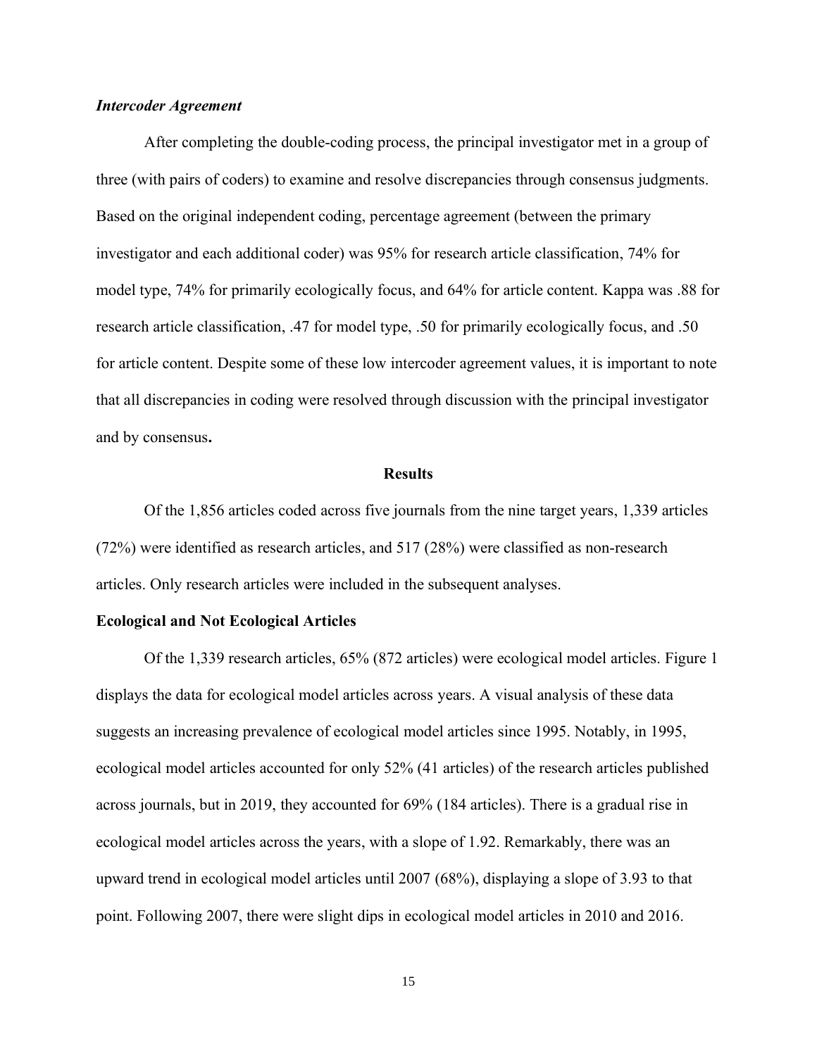### *Intercoder Agreement*

After completing the double-coding process, the principal investigator met in a group of three (with pairs of coders) to examine and resolve discrepancies through consensus judgments. Based on the original independent coding, percentage agreement (between the primary investigator and each additional coder) was 95% for research article classification, 74% for model type, 74% for primarily ecologically focus, and 64% for article content. Kappa was .88 for research article classification, .47 for model type, .50 for primarily ecologically focus, and .50 for article content. Despite some of these low intercoder agreement values, it is important to note that all discrepancies in coding were resolved through discussion with the principal investigator and by consensus**.**

## Results

Of the 1,856 articles coded across five journals from the nine target years, 1,339 articles (72%) were identified as research articles, and 517 (28%) were classified as non-research articles. Only research articles were included in the subsequent analyses.

### Ecological and Not Ecological Articles

Of the 1,339 research articles, 65% (872 articles) were ecological model articles. Figure 1 displays the data for ecological model articles across years. A visual analysis of these data suggests an increasing prevalence of ecological model articles since 1995. Notably, in 1995, ecological model articles accounted for only 52% (41 articles) of the research articles published across journals, but in 2019, they accounted for 69% (184 articles). There is a gradual rise in ecological model articles across the years, with a slope of 1.92. Remarkably, there was an upward trend in ecological model articles until 2007 (68%), displaying a slope of 3.93 to that point. Following 2007, there were slight dips in ecological model articles in 2010 and 2016.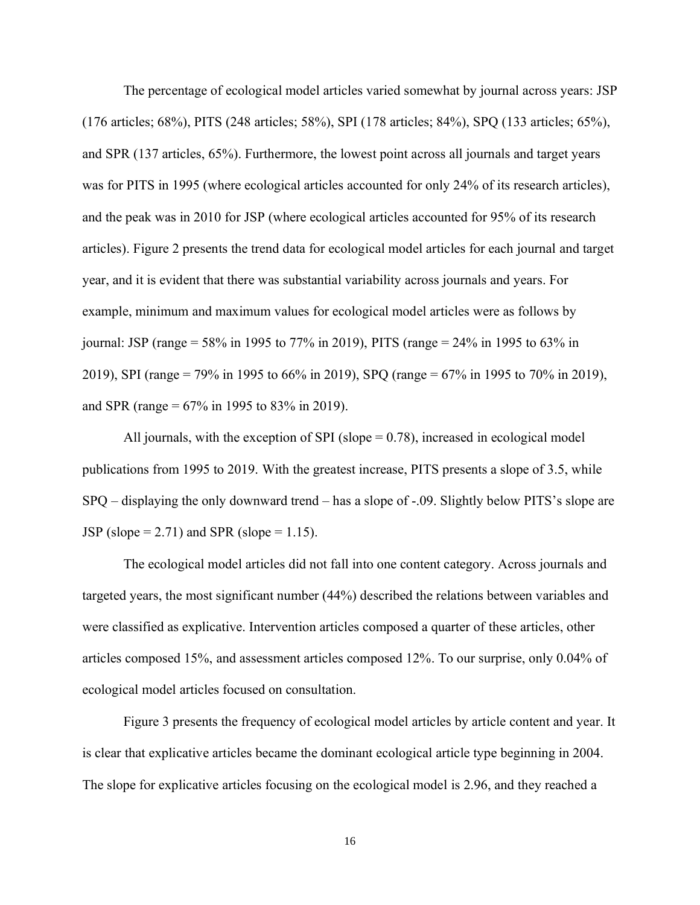The percentage of ecological model articles varied somewhat by journal across years: JSP (176 articles; 68%), PITS (248 articles; 58%), SPI (178 articles; 84%), SPQ (133 articles; 65%), and SPR (137 articles, 65%). Furthermore, the lowest point across all journals and target years was for PITS in 1995 (where ecological articles accounted for only 24% of its research articles), and the peak was in 2010 for JSP (where ecological articles accounted for 95% of its research articles). Figure 2 presents the trend data for ecological model articles for each journal and target year, and it is evident that there was substantial variability across journals and years. For example, minimum and maximum values for ecological model articles were as follows by journal: JSP (range = 58% in 1995 to 77% in 2019), PITS (range = 24% in 1995 to 63% in 2019), SPI (range = 79% in 1995 to 66% in 2019), SPQ (range = 67% in 1995 to 70% in 2019), and SPR (range = 67% in 1995 to 83% in 2019).

All journals, with the exception of SPI (slope = 0.78), increased in ecological model publications from 1995 to 2019. With the greatest increase, PITS presents a slope of 3.5, while SPQ – displaying the only downward trend – has a slope of -.09. Slightly below PITS's slope are JSP (slope = 2.71) and SPR (slope = 1.15).

The ecological model articles did not fall into one content category. Across journals and targeted years, the most significant number (44%) described the relations between variables and were classified as explicative. Intervention articles composed a quarter of these articles, other articles composed 15%, and assessment articles composed 12%. To our surprise, only 0.04% of ecological model articles focused on consultation.

Figure 3 presents the frequency of ecological model articles by article content and year. It is clear that explicative articles became the dominant ecological article type beginning in 2004. The slope for explicative articles focusing on the ecological model is 2.96, and they reached a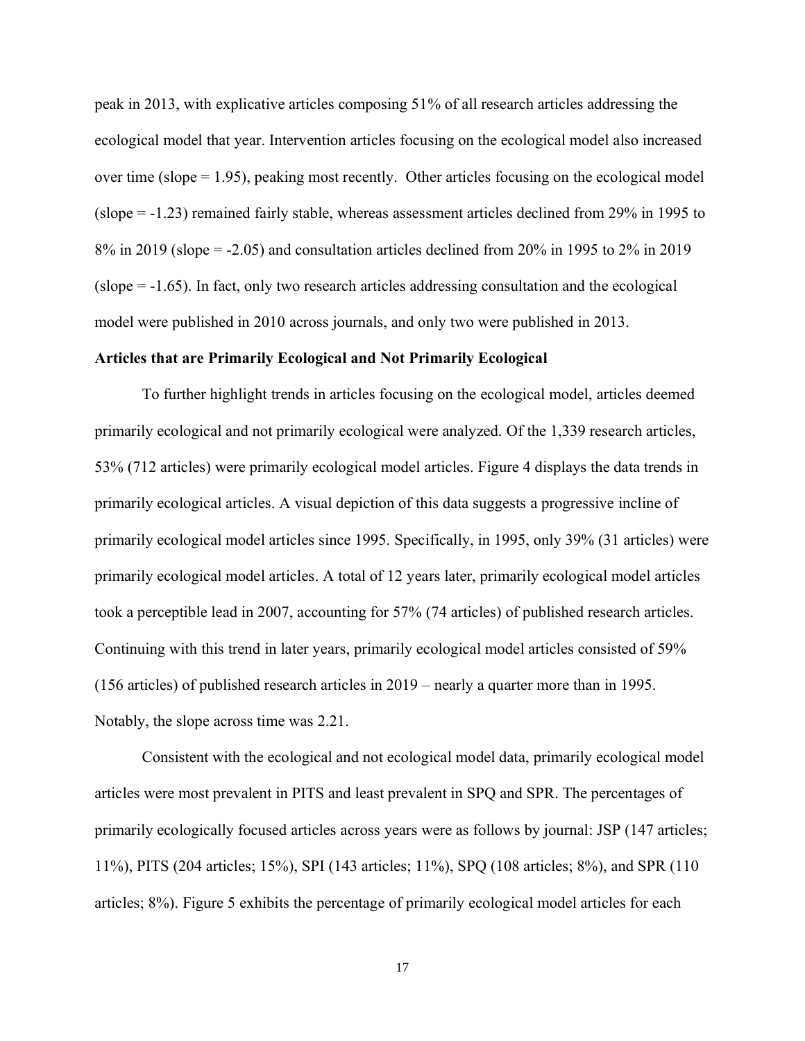peak in 2013, with explicative articles composing 51% of all research articles addressing the ecological model that year. Intervention articles focusing on the ecological model also increased over time (slope = 1.95), peaking most recently. Other articles focusing on the ecological model (slope = -1.23) remained fairly stable, whereas assessment articles declined from 29% in 1995 to 8% in 2019 (slope = -2.05) and consultation articles declined from 20% in 1995 to 2% in 2019 (slope = -1.65). In fact, only two research articles addressing consultation and the ecological model were published in 2010 across journals, and only two were published in 2013.

**Articles that are Primarily Ecological and Not Primarily Ecological**

To further highlight trends in articles focusing on the ecological model, articles deemed primarily ecological and not primarily ecological were analyzed. Of the 1,339 research articles, 53% (712 articles) were primarily ecological model articles. Figure 4 displays the data trends in primarily ecological articles. A visual depiction of this data suggests a progressive incline of primarily ecological model articles since 1995. Specifically, in 1995, only 39% (31 articles) were primarily ecological model articles. A total of 12 years later, primarily ecological model articles took a perceptible lead in 2007, accounting for 57% (74 articles) of published research articles. Continuing with this trend in later years, primarily ecological model articles consisted of 59% (156 articles) of published research articles in 2019 – nearly a quarter more than in 1995. Notably, the slope across time was 2.21.

Consistent with the ecological and not ecological model data, primarily ecological model articles were most prevalent in PITS and least prevalent in SPQ and SPR. The percentages of primarily ecologically focused articles across years were as follows by journal: JSP (147 articles; 11%), PITS (204 articles; 15%), SPI (143 articles; 11%), SPQ (108 articles; 8%), and SPR (110 articles; 8%). Figure 5 exhibits the percentage of primarily ecological model articles for each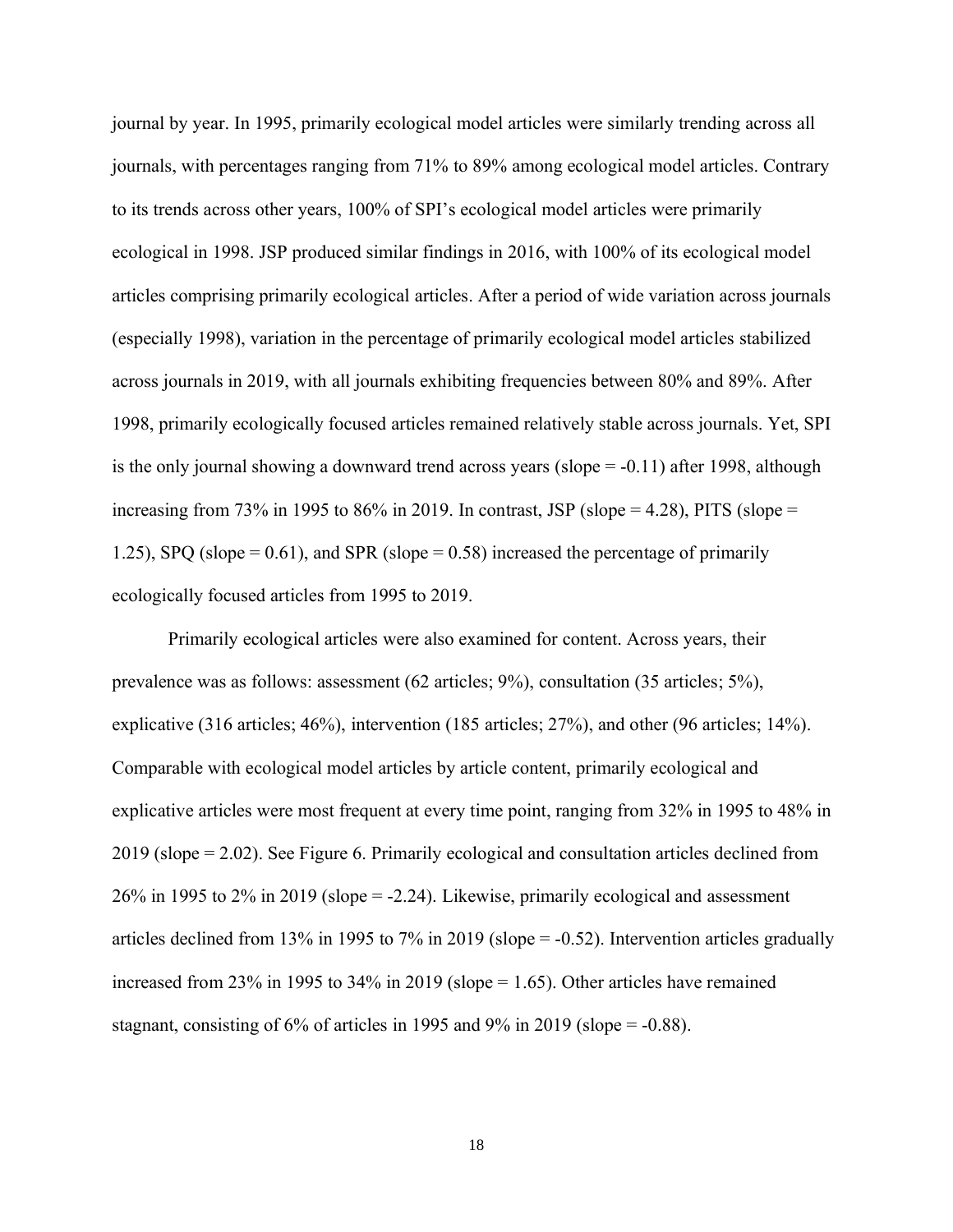journal by year. In 1995, primarily ecological model articles were similarly trending across all journals, with percentages ranging from 71% to 89% among ecological model articles. Contrary to its trends across other years, 100% of SPI's ecological model articles were primarily ecological in 1998. JSP produced similar findings in 2016, with 100% of its ecological model articles comprising primarily ecological articles. After a period of wide variation across journals (especially 1998), variation in the percentage of primarily ecological model articles stabilized across journals in 2019, with all journals exhibiting frequencies between 80% and 89%. After 1998, primarily ecologically focused articles remained relatively stable across journals. Yet, SPI is the only journal showing a downward trend across years (slope = -0.11) after 1998, although increasing from 73% in 1995 to 86% in 2019. In contrast, JSP (slope = 4.28), PITS (slope = 1.25), SPQ (slope = 0.61), and SPR (slope = 0.58) increased the percentage of primarily ecologically focused articles from 1995 to 2019.

Primarily ecological articles were also examined for content. Across years, their prevalence was as follows: assessment (62 articles; 9%), consultation (35 articles; 5%), explicative (316 articles; 46%), intervention (185 articles; 27%), and other (96 articles; 14%). Comparable with ecological model articles by article content, primarily ecological and explicative articles were most frequent at every time point, ranging from 32% in 1995 to 48% in 2019 (slope = 2.02). See Figure 6. Primarily ecological and consultation articles declined from 26% in 1995 to 2% in 2019 (slope = -2.24). Likewise, primarily ecological and assessment articles declined from 13% in 1995 to 7% in 2019 (slope = -0.52). Intervention articles gradually increased from 23% in 1995 to 34% in 2019 (slope = 1.65). Other articles have remained stagnant, consisting of 6% of articles in 1995 and 9% in 2019 (slope = -0.88).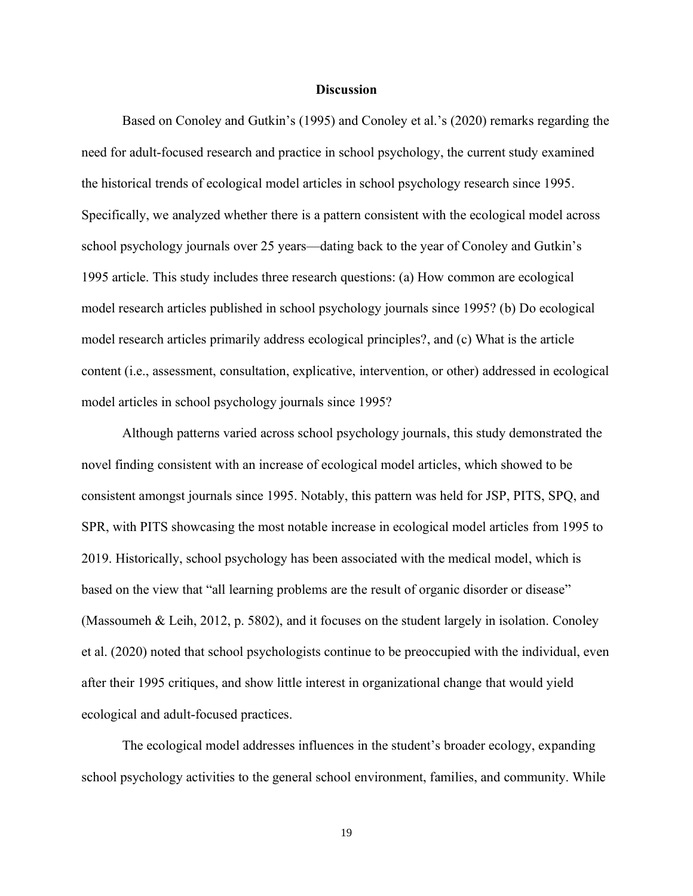## Discussion

Based on Conoley and Gutkin's (1995) and Conoley et al.'s (2020) remarks regarding the need for adult-focused research and practice in school psychology, the current study examined the historical trends of ecological model articles in school psychology research since 1995. Specifically, we analyzed whether there is a pattern consistent with the ecological model across school psychology journals over 25 years—dating back to the year of Conoley and Gutkin's 1995 article. This study includes three research questions: (a) How common are ecological model research articles published in school psychology journals since 1995? (b) Do ecological model research articles primarily address ecological principles?, and (c) What is the article content (i.e., assessment, consultation, explicative, intervention, or other) addressed in ecological model articles in school psychology journals since 1995?

Although patterns varied across school psychology journals, this study demonstrated the novel finding consistent with an increase of ecological model articles, which showed to be consistent amongst journals since 1995. Notably, this pattern was held for JSP, PITS, SPQ, and SPR, with PITS showcasing the most notable increase in ecological model articles from 1995 to 2019. Historically, school psychology has been associated with the medical model, which is based on the view that "all learning problems are the result of organic disorder or disease" (Massoumeh & Leih, 2012, p. 5802), and it focuses on the student largely in isolation. Conoley et al. (2020) noted that school psychologists continue to be preoccupied with the individual, even after their 1995 critiques, and show little interest in organizational change that would yield ecological and adult-focused practices.

The ecological model addresses influences in the student's broader ecology, expanding school psychology activities to the general school environment, families, and community. While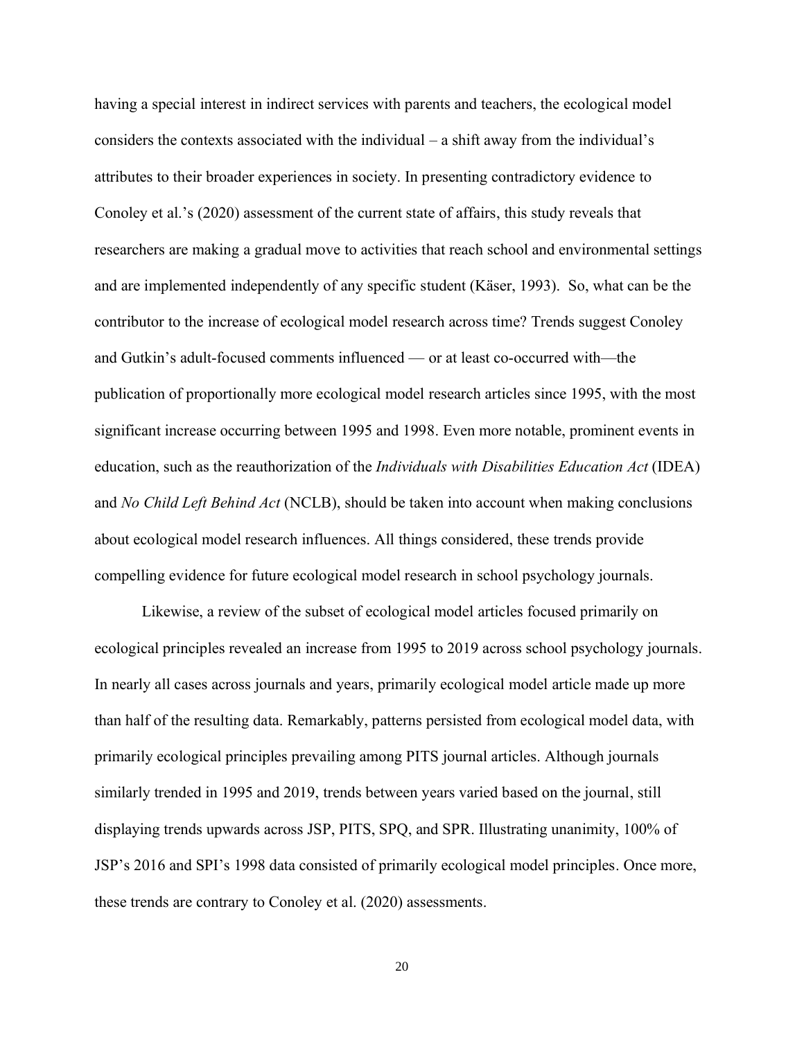having a special interest in indirect services with parents and teachers, the ecological model considers the contexts associated with the individual – a shift away from the individual's attributes to their broader experiences in society. In presenting contradictory evidence to Conoley et al.'s (2020) assessment of the current state of affairs, this study reveals that researchers are making a gradual move to activities that reach school and environmental settings and are implemented independently of any specific student (Käser, 1993). So, what can be the contributor to the increase of ecological model research across time? Trends suggest Conoley and Gutkin's adult-focused comments influenced — or at least co-occurred with—the publication of proportionally more ecological model research articles since 1995, with the most significant increase occurring between 1995 and 1998. Even more notable, prominent events in education, such as the reauthorization of the *Individuals with Disabilities Education Act* (IDEA) and *No Child Left Behind Act* (NCLB), should be taken into account when making conclusions about ecological model research influences. All things considered, these trends provide compelling evidence for future ecological model research in school psychology journals.

Likewise, a review of the subset of ecological model articles focused primarily on ecological principles revealed an increase from 1995 to 2019 across school psychology journals. In nearly all cases across journals and years, primarily ecological model article made up more than half of the resulting data. Remarkably, patterns persisted from ecological model data, with primarily ecological principles prevailing among PITS journal articles. Although journals similarly trended in 1995 and 2019, trends between years varied based on the journal, still displaying trends upwards across JSP, PITS, SPQ, and SPR. Illustrating unanimity, 100% of JSP's 2016 and SPI's 1998 data consisted of primarily ecological model principles. Once more, these trends are contrary to Conoley et al. (2020) assessments.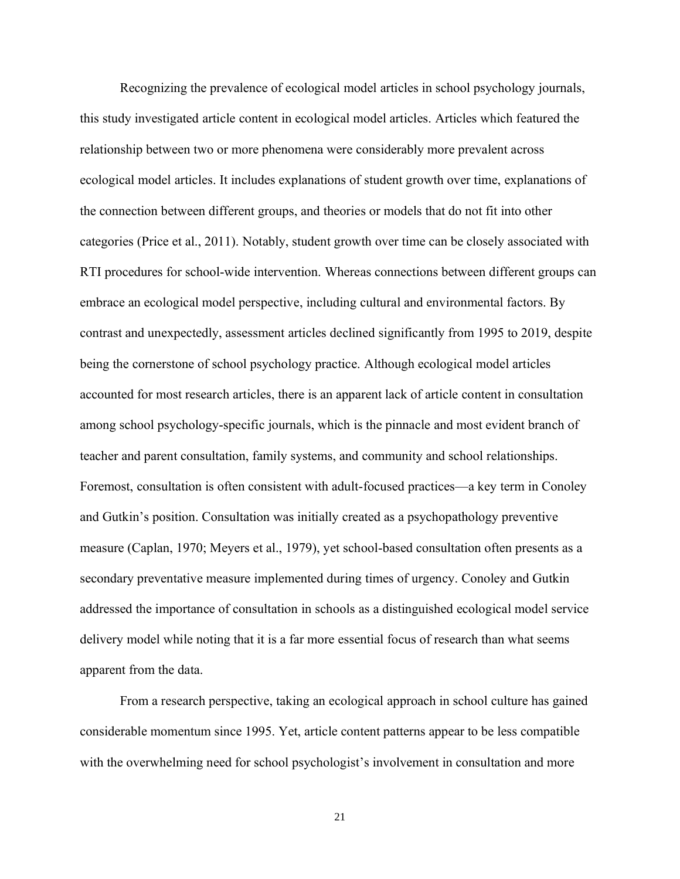Recognizing the prevalence of ecological model articles in school psychology journals, this study investigated article content in ecological model articles. Articles which featured the relationship between two or more phenomena were considerably more prevalent across ecological model articles. It includes explanations of student growth over time, explanations of the connection between different groups, and theories or models that do not fit into other categories (Price et al., 2011). Notably, student growth over time can be closely associated with RTI procedures for school-wide intervention. Whereas connections between different groups can embrace an ecological model perspective, including cultural and environmental factors. By contrast and unexpectedly, assessment articles declined significantly from 1995 to 2019, despite being the cornerstone of school psychology practice. Although ecological model articles accounted for most research articles, there is an apparent lack of article content in consultation among school psychology-specific journals, which is the pinnacle and most evident branch of teacher and parent consultation, family systems, and community and school relationships. Foremost, consultation is often consistent with adult-focused practices—a key term in Conoley and Gutkin's position. Consultation was initially created as a psychopathology preventive measure (Caplan, 1970; Meyers et al., 1979), yet school-based consultation often presents as a secondary preventative measure implemented during times of urgency. Conoley and Gutkin addressed the importance of consultation in schools as a distinguished ecological model service delivery model while noting that it is a far more essential focus of research than what seems apparent from the data.

From a research perspective, taking an ecological approach in school culture has gained considerable momentum since 1995. Yet, article content patterns appear to be less compatible with the overwhelming need for school psychologist's involvement in consultation and more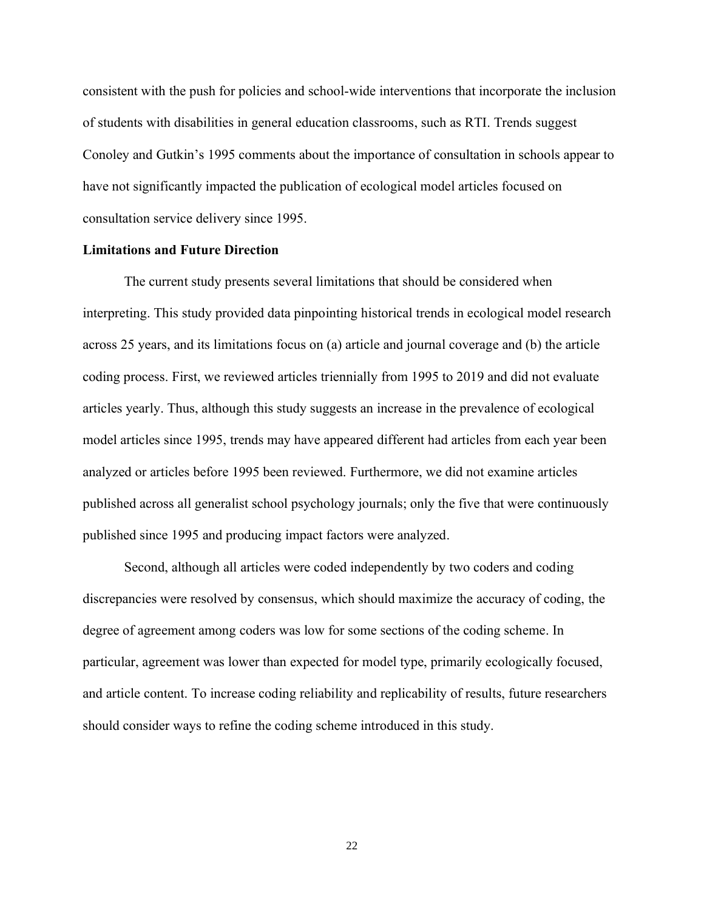consistent with the push for policies and school-wide interventions that incorporate the inclusion of students with disabilities in general education classrooms, such as RTI. Trends suggest Conoley and Gutkin's 1995 comments about the importance of consultation in schools appear to have not significantly impacted the publication of ecological model articles focused on consultation service delivery since 1995.

**Limitations and Future Direction**

The current study presents several limitations that should be considered when interpreting. This study provided data pinpointing historical trends in ecological model research across 25 years, and its limitations focus on (a) article and journal coverage and (b) the article coding process. First, we reviewed articles triennially from 1995 to 2019 and did not evaluate articles yearly. Thus, although this study suggests an increase in the prevalence of ecological model articles since 1995, trends may have appeared different had articles from each year been analyzed or articles before 1995 been reviewed. Furthermore, we did not examine articles published across all generalist school psychology journals; only the five that were continuously published since 1995 and producing impact factors were analyzed.

Second, although all articles were coded independently by two coders and coding discrepancies were resolved by consensus, which should maximize the accuracy of coding, the degree of agreement among coders was low for some sections of the coding scheme. In particular, agreement was lower than expected for model type, primarily ecologically focused, and article content. To increase coding reliability and replicability of results, future researchers should consider ways to refine the coding scheme introduced in this study.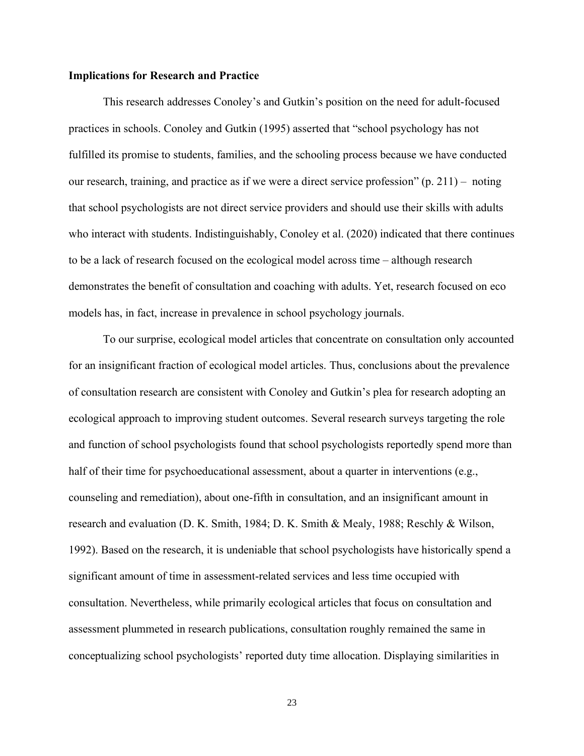**Implications for Research and Practice**

This research addresses Conoley's and Gutkin's position on the need for adult-focused practices in schools. Conoley and Gutkin (1995) asserted that "school psychology has not fulfilled its promise to students, families, and the schooling process because we have conducted our research, training, and practice as if we were a direct service profession" (p. 211) – noting that school psychologists are not direct service providers and should use their skills with adults who interact with students. Indistinguishably, Conoley et al. (2020) indicated that there continues to be a lack of research focused on the ecological model across time – although research demonstrates the benefit of consultation and coaching with adults. Yet, research focused on eco models has, in fact, increase in prevalence in school psychology journals.

To our surprise, ecological model articles that concentrate on consultation only accounted for an insignificant fraction of ecological model articles. Thus, conclusions about the prevalence of consultation research are consistent with Conoley and Gutkin's plea for research adopting an ecological approach to improving student outcomes. Several research surveys targeting the role and function of school psychologists found that school psychologists reportedly spend more than half of their time for psychoeducational assessment, about a quarter in interventions (e.g., counseling and remediation), about one-fifth in consultation, and an insignificant amount in research and evaluation (D. K. Smith, 1984; D. K. Smith & Mealy, 1988; Reschly & Wilson, 1992). Based on the research, it is undeniable that school psychologists have historically spend a significant amount of time in assessment-related services and less time occupied with consultation. Nevertheless, while primarily ecological articles that focus on consultation and assessment plummeted in research publications, consultation roughly remained the same in conceptualizing school psychologists' reported duty time allocation. Displaying similarities in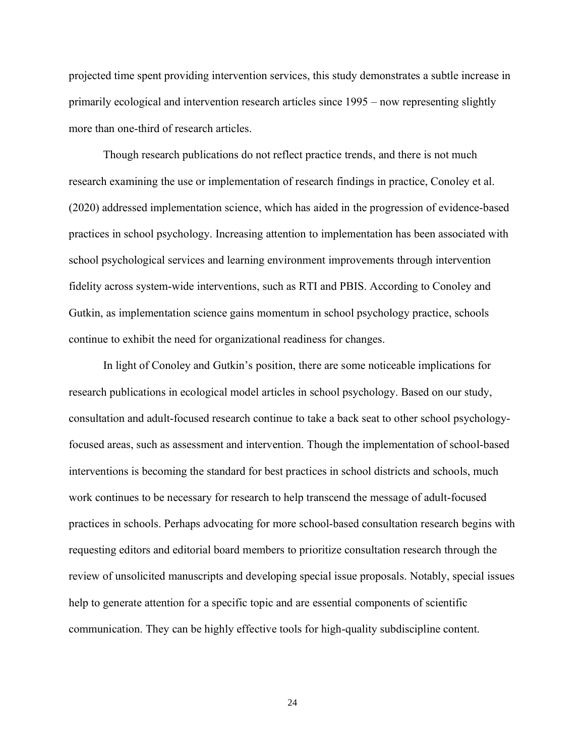projected time spent providing intervention services, this study demonstrates a subtle increase in primarily ecological and intervention research articles since 1995 – now representing slightly more than one-third of research articles.

Though research publications do not reflect practice trends, and there is not much research examining the use or implementation of research findings in practice, Conoley et al. (2020) addressed implementation science, which has aided in the progression of evidence-based practices in school psychology. Increasing attention to implementation has been associated with school psychological services and learning environment improvements through intervention fidelity across system-wide interventions, such as RTI and PBIS. According to Conoley and Gutkin, as implementation science gains momentum in school psychology practice, schools continue to exhibit the need for organizational readiness for changes.

In light of Conoley and Gutkin's position, there are some noticeable implications for research publications in ecological model articles in school psychology. Based on our study, consultation and adult-focused research continue to take a back seat to other school psychology-focused areas, such as assessment and intervention. Though the implementation of school-based interventions is becoming the standard for best practices in school districts and schools, much work continues to be necessary for research to help transcend the message of adult-focused practices in schools. Perhaps advocating for more school-based consultation research begins with requesting editors and editorial board members to prioritize consultation research through the review of unsolicited manuscripts and developing special issue proposals. Notably, special issues help to generate attention for a specific topic and are essential components of scientific communication. They can be highly effective tools for high-quality subdiscipline content.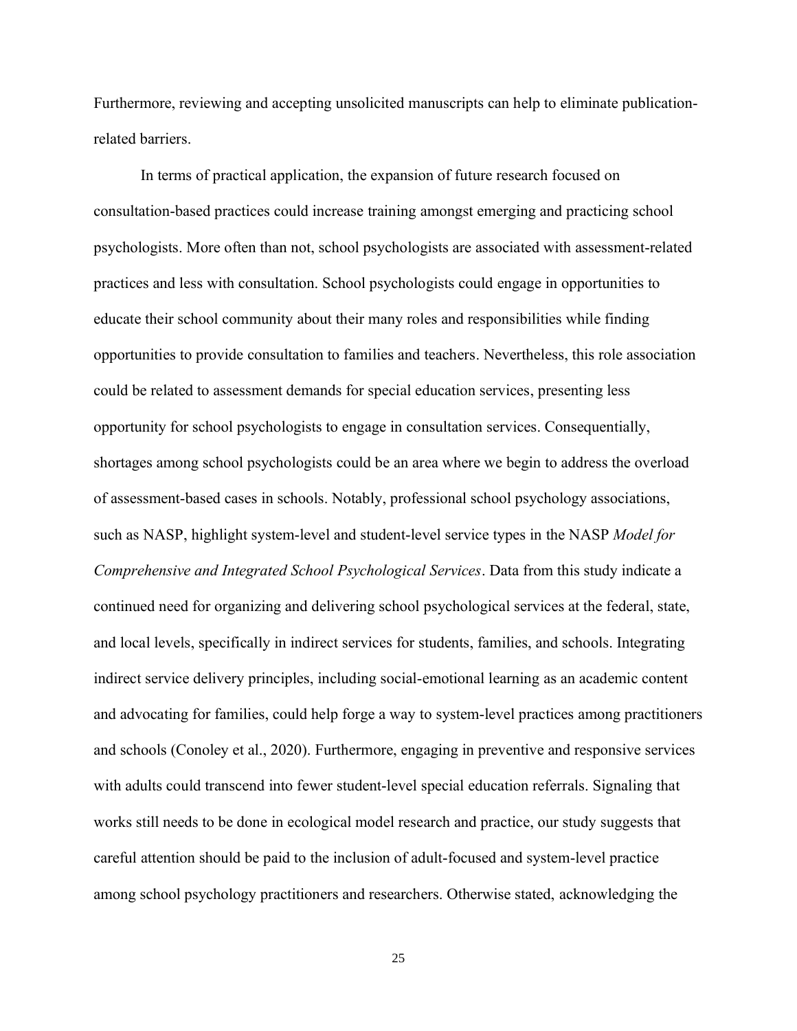Furthermore, reviewing and accepting unsolicited manuscripts can help to eliminate publication-related barriers.

In terms of practical application, the expansion of future research focused on consultation-based practices could increase training amongst emerging and practicing school psychologists. More often than not, school psychologists are associated with assessment-related practices and less with consultation. School psychologists could engage in opportunities to educate their school community about their many roles and responsibilities while finding opportunities to provide consultation to families and teachers. Nevertheless, this role association could be related to assessment demands for special education services, presenting less opportunity for school psychologists to engage in consultation services. Consequentially, shortages among school psychologists could be an area where we begin to address the overload of assessment-based cases in schools. Notably, professional school psychology associations, such as NASP, highlight system-level and student-level service types in the NASP *Model for Comprehensive and Integrated School Psychological Services*. Data from this study indicate a continued need for organizing and delivering school psychological services at the federal, state, and local levels, specifically in indirect services for students, families, and schools. Integrating indirect service delivery principles, including social-emotional learning as an academic content and advocating for families, could help forge a way to system-level practices among practitioners and schools (Conoley et al., 2020). Furthermore, engaging in preventive and responsive services with adults could transcend into fewer student-level special education referrals. Signaling that works still needs to be done in ecological model research and practice, our study suggests that careful attention should be paid to the inclusion of adult-focused and system-level practice among school psychology practitioners and researchers. Otherwise stated, acknowledging the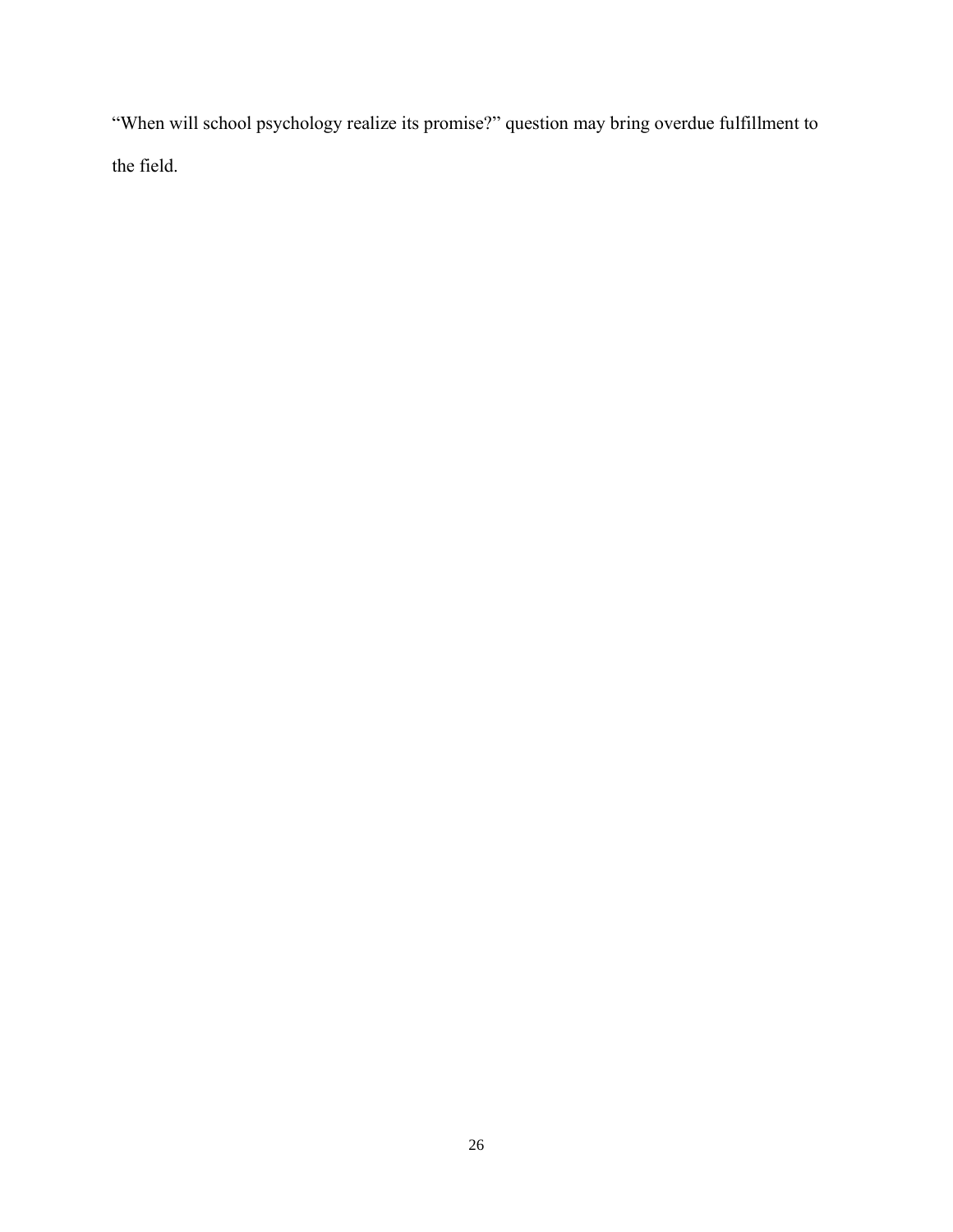“When will school psychology realize its promise?” question may bring overdue fulfillment to the field.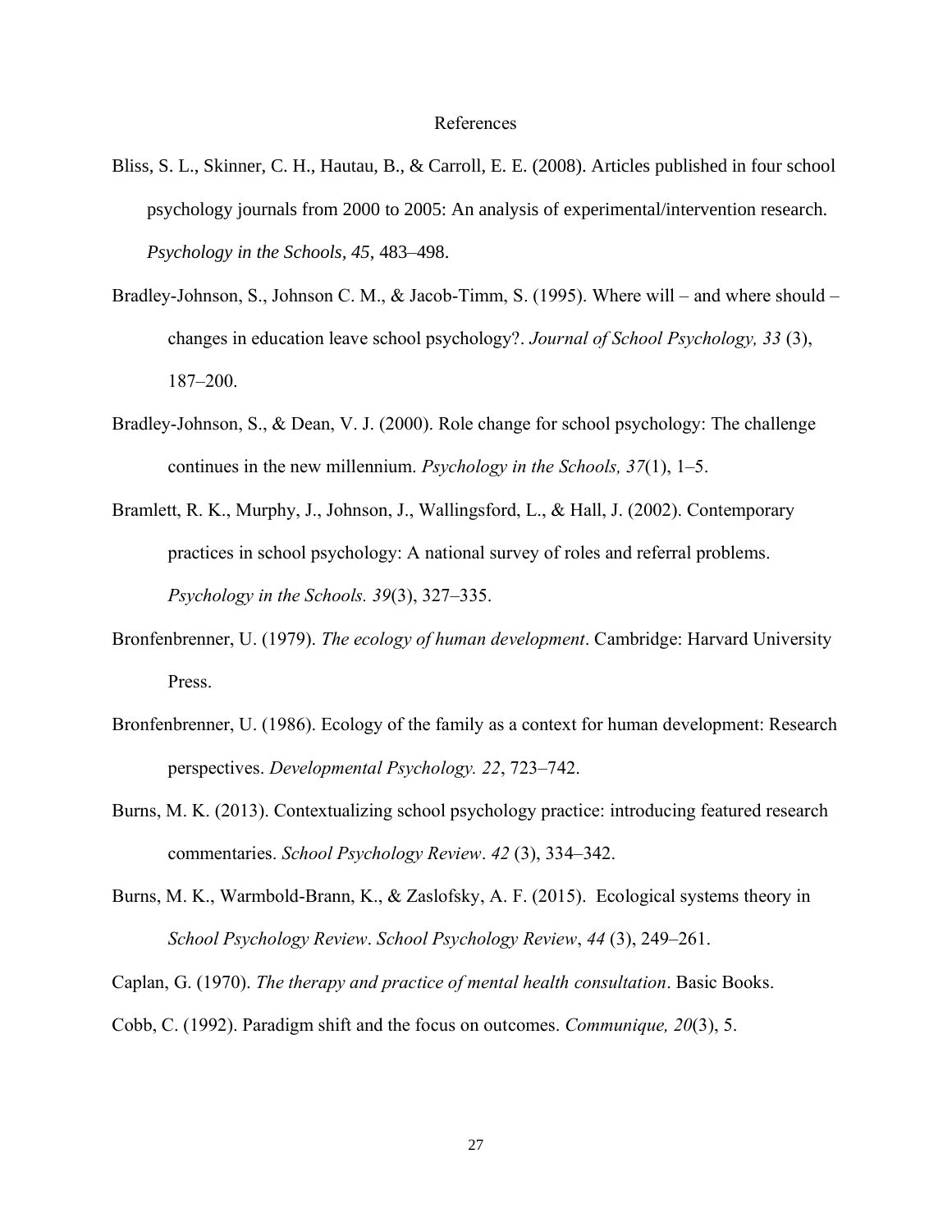# References

Bliss, S. L., Skinner, C. H., Hautau, B., & Carroll, E. E. (2008). Articles published in four school psychology journals from 2000 to 2005: An analysis of experimental/intervention research. *Psychology in the Schools, 45*, 483–498.

Bradley-Johnson, S., Johnson C. M., & Jacob-Timm, S. (1995). Where will – and where should – changes in education leave school psychology?. *Journal of School Psychology, 33* (3), 187–200.

Bradley-Johnson, S., & Dean, V. J. (2000). Role change for school psychology: The challenge continues in the new millennium. *Psychology in the Schools, 37*(1), 1–5.

Bramlett, R. K., Murphy, J., Johnson, J., Wallingsford, L., & Hall, J. (2002). Contemporary practices in school psychology: A national survey of roles and referral problems. *Psychology in the Schools. 39*(3), 327–335.

Bronfenbrenner, U. (1979). *The ecology of human development*. Cambridge: Harvard University Press.

Bronfenbrenner, U. (1986). Ecology of the family as a context for human development: Research perspectives. *Developmental Psychology. 22*, 723–742.

Burns, M. K. (2013). Contextualizing school psychology practice: introducing featured research commentaries. *School Psychology Review*. *42* (3), 334–342.

Burns, M. K., Warmbold-Brann, K., & Zaslofsky, A. F. (2015). Ecological systems theory in *School Psychology Review*. *School Psychology Review*, *44* (3), 249–261.

Caplan, G. (1970). *The therapy and practice of mental health consultation*. Basic Books.

Cobb, C. (1992). Paradigm shift and the focus on outcomes. *Communique, 20*(3), 5.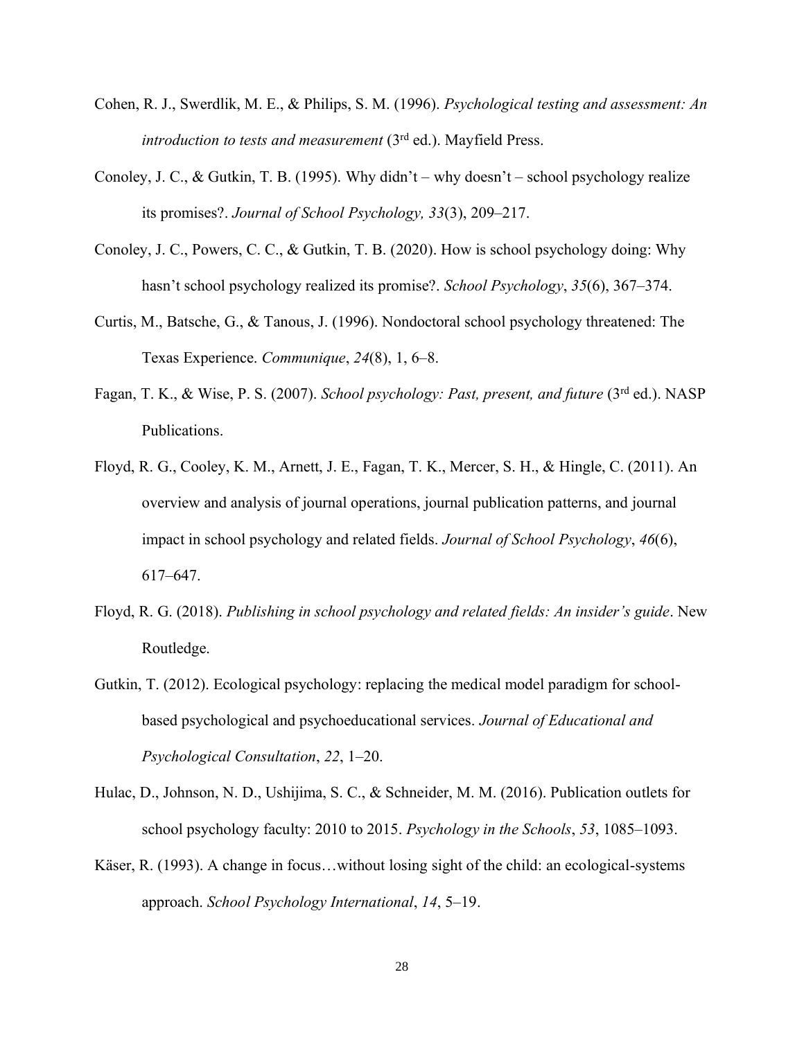Cohen, R. J., Swerdlik, M. E., & Philips, S. M. (1996). *Psychological testing and assessment: An introduction to tests and measurement* (3rd ed.). Mayfield Press.

Conoley, J. C., & Gutkin, T. B. (1995). Why didn't – why doesn't – school psychology realize its promises?. *Journal of School Psychology, 33*(3), 209–217.

Conoley, J. C., Powers, C. C., & Gutkin, T. B. (2020). How is school psychology doing: Why hasn't school psychology realized its promise?. *School Psychology*, *35*(6), 367–374.

Curtis, M., Batsche, G., & Tanous, J. (1996). Nondoctoral school psychology threatened: The Texas Experience. *Communique*, *24*(8), 1, 6–8.

Fagan, T. K., & Wise, P. S. (2007). *School psychology: Past, present, and future* (3rd ed.). NASP Publications.

Floyd, R. G., Cooley, K. M., Arnett, J. E., Fagan, T. K., Mercer, S. H., & Hingle, C. (2011). An overview and analysis of journal operations, journal publication patterns, and journal impact in school psychology and related fields. *Journal of School Psychology*, *46*(6), 617–647.

Floyd, R. G. (2018). *Publishing in school psychology and related fields: An insider's guide*. New Routledge.

Gutkin, T. (2012). Ecological psychology: replacing the medical model paradigm for school-based psychological and psychoeducational services. *Journal of Educational and Psychological Consultation*, *22*, 1–20.

Hulac, D., Johnson, N. D., Ushijima, S. C., & Schneider, M. M. (2016). Publication outlets for school psychology faculty: 2010 to 2015. *Psychology in the Schools*, *53*, 1085–1093.

Käser, R. (1993). A change in focus…without losing sight of the child: an ecological-systems approach. *School Psychology International*, *14*, 5–19.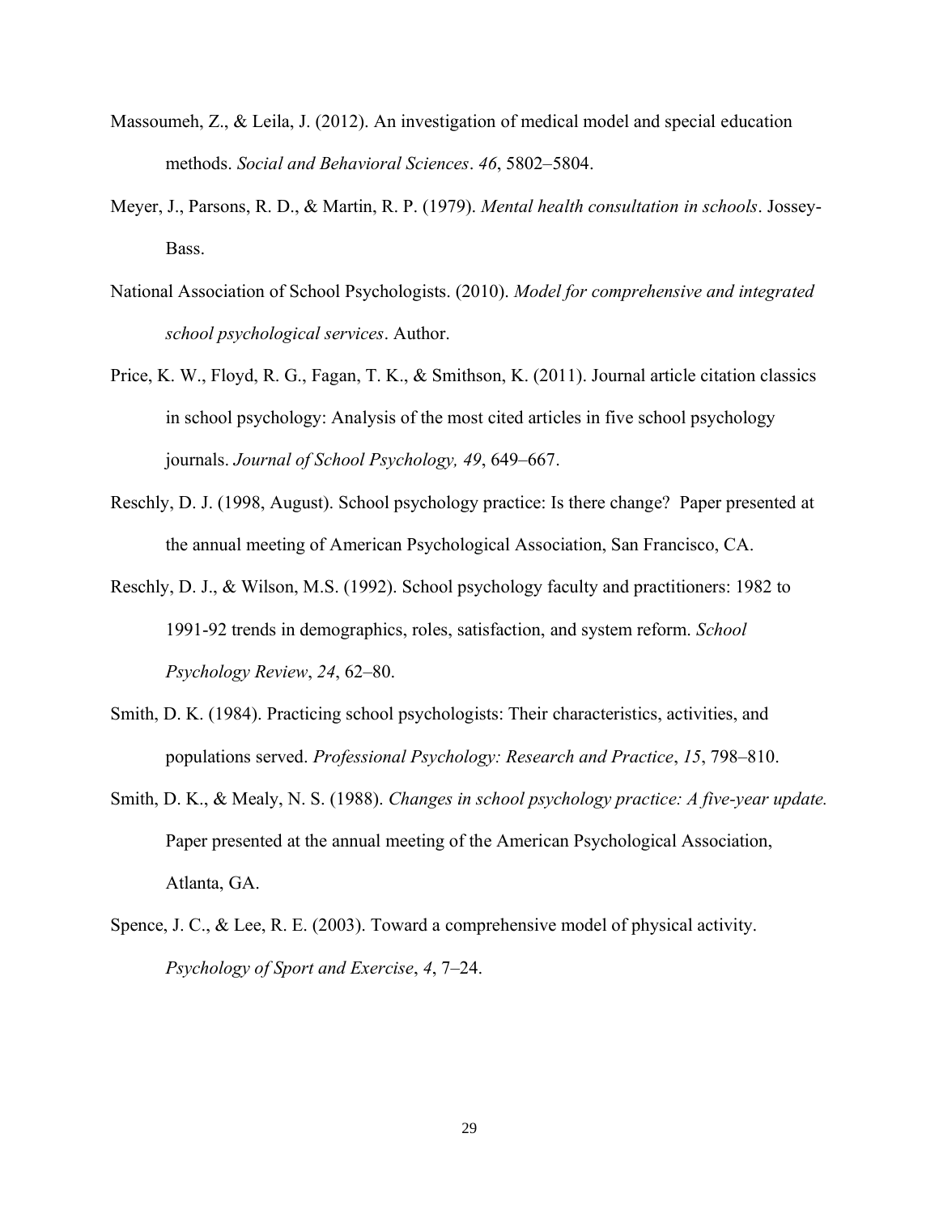Massoumeh, Z., & Leila, J. (2012). An investigation of medical model and special education methods. *Social and Behavioral Sciences*. *46*, 5802–5804.

Meyer, J., Parsons, R. D., & Martin, R. P. (1979). *Mental health consultation in schools*. Jossey-Bass.

National Association of School Psychologists. (2010). *Model for comprehensive and integrated school psychological services*. Author.

Price, K. W., Floyd, R. G., Fagan, T. K., & Smithson, K. (2011). Journal article citation classics in school psychology: Analysis of the most cited articles in five school psychology journals. *Journal of School Psychology, 49*, 649–667.

Reschly, D. J. (1998, August). School psychology practice: Is there change? Paper presented at the annual meeting of American Psychological Association, San Francisco, CA.

Reschly, D. J., & Wilson, M.S. (1992). School psychology faculty and practitioners: 1982 to 1991-92 trends in demographics, roles, satisfaction, and system reform. *School Psychology Review*, *24*, 62–80.

Smith, D. K. (1984). Practicing school psychologists: Their characteristics, activities, and populations served. *Professional Psychology: Research and Practice*, *15*, 798–810.

Smith, D. K., & Mealy, N. S. (1988). *Changes in school psychology practice: A five-year update.* Paper presented at the annual meeting of the American Psychological Association, Atlanta, GA.

Spence, J. C., & Lee, R. E. (2003). Toward a comprehensive model of physical activity. *Psychology of Sport and Exercise*, *4*, 7–24.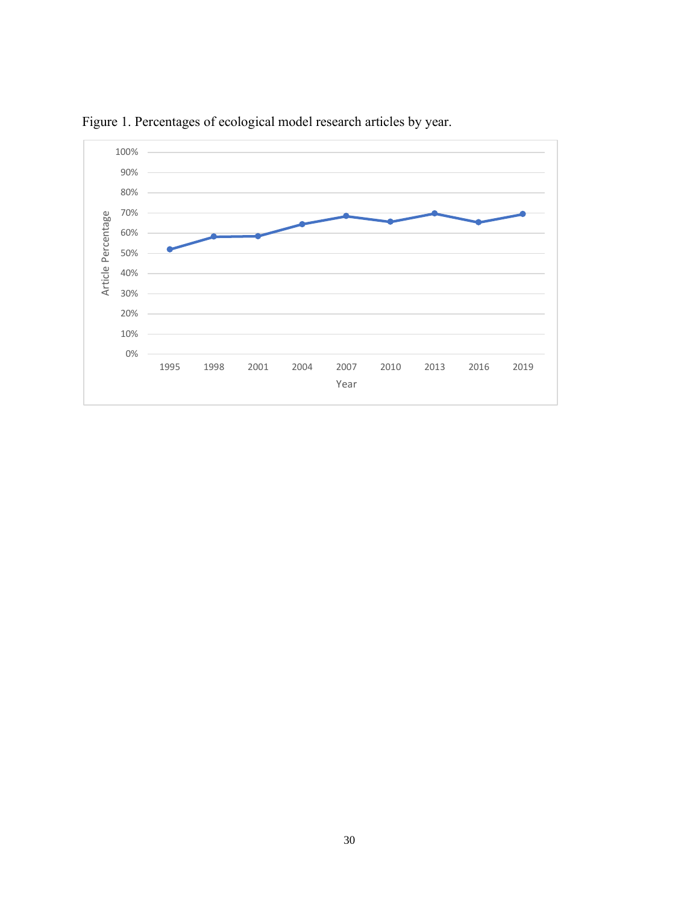Figure 1. Percentages of ecological model research articles by year.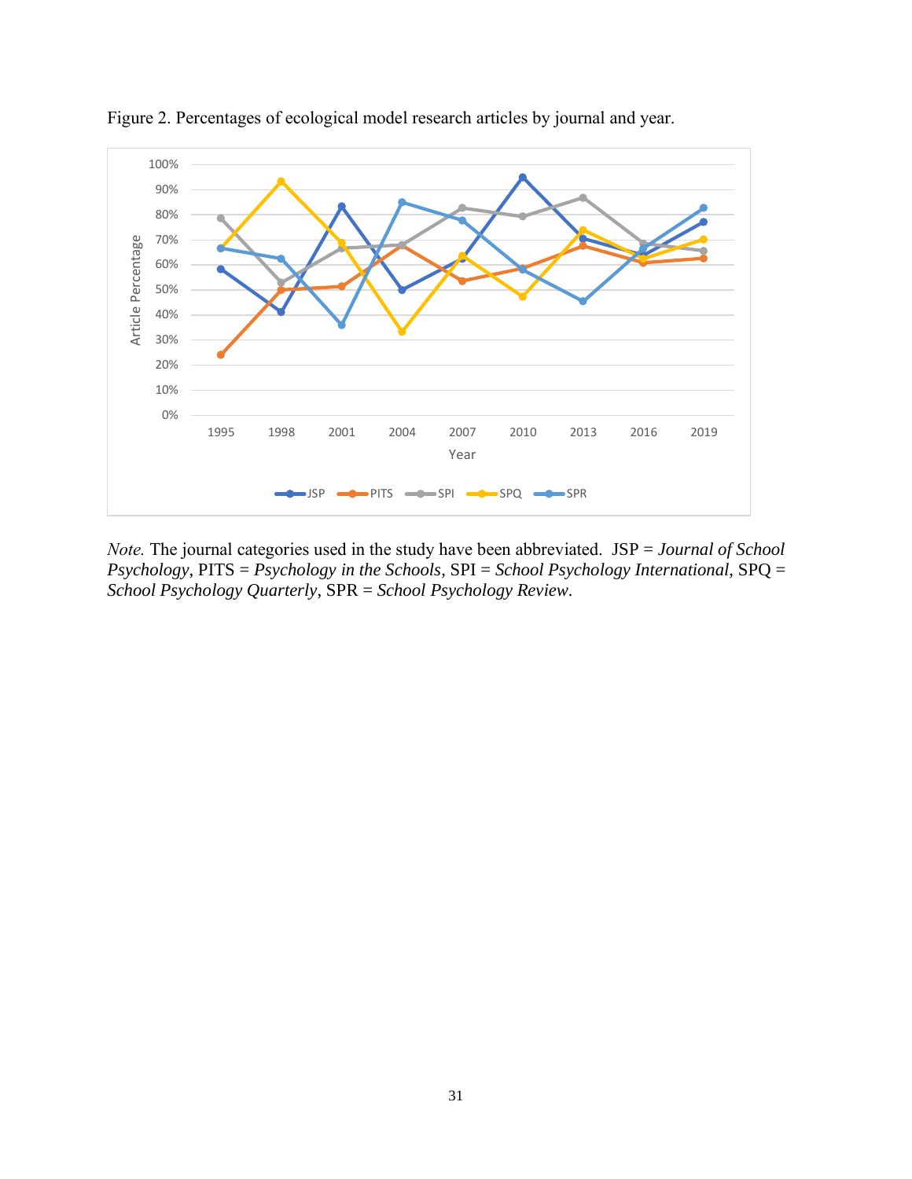Figure 2. Percentages of ecological model research articles by journal and year.

*Note.* The journal categories used in the study have been abbreviated. JSP = *Journal of School Psychology*, PITS = *Psychology in the Schools*, SPI = *School Psychology International*, SPQ = *School Psychology Quarterly*, SPR = *School Psychology Review*.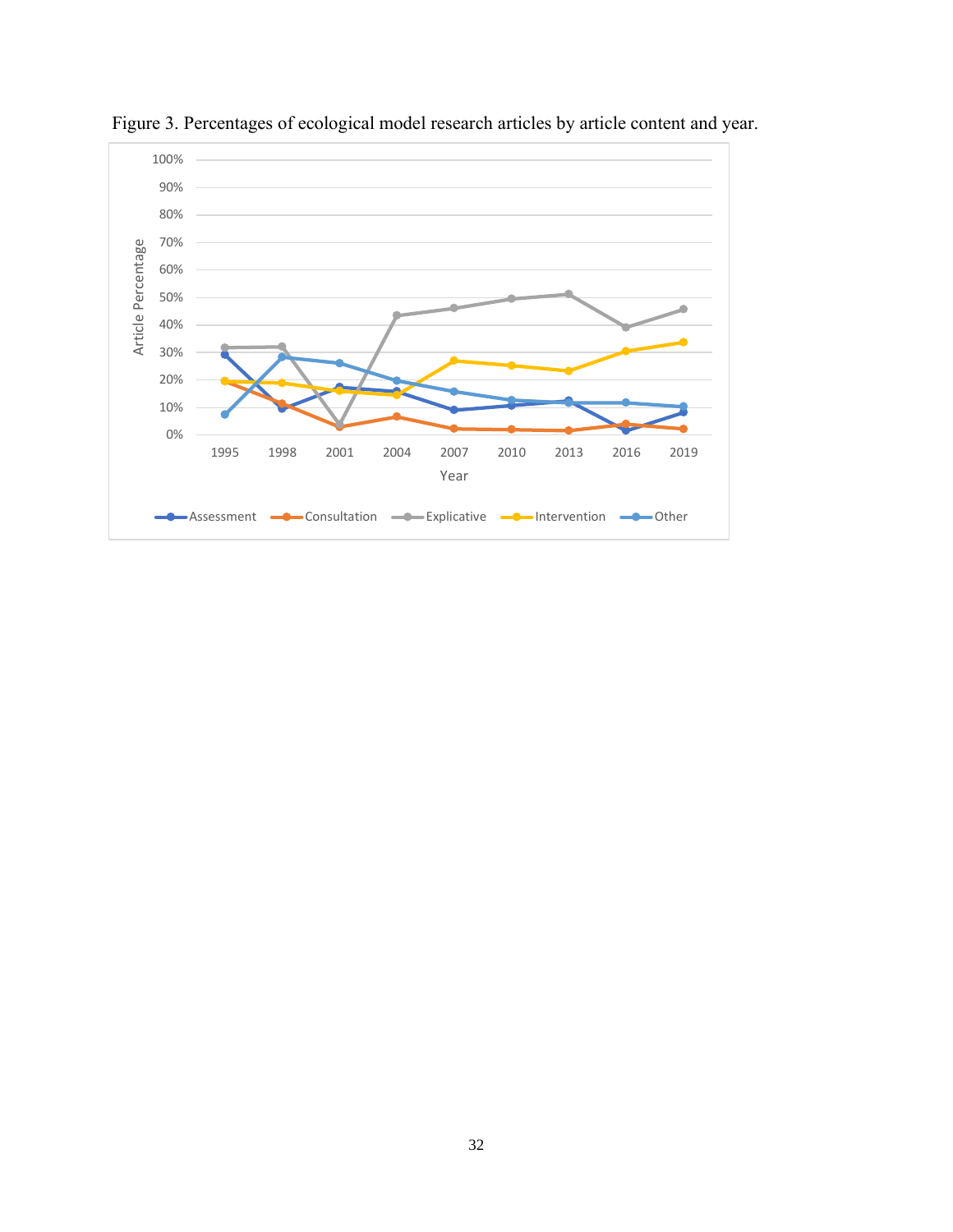Figure 3. Percentages of ecological model research articles by article content and year.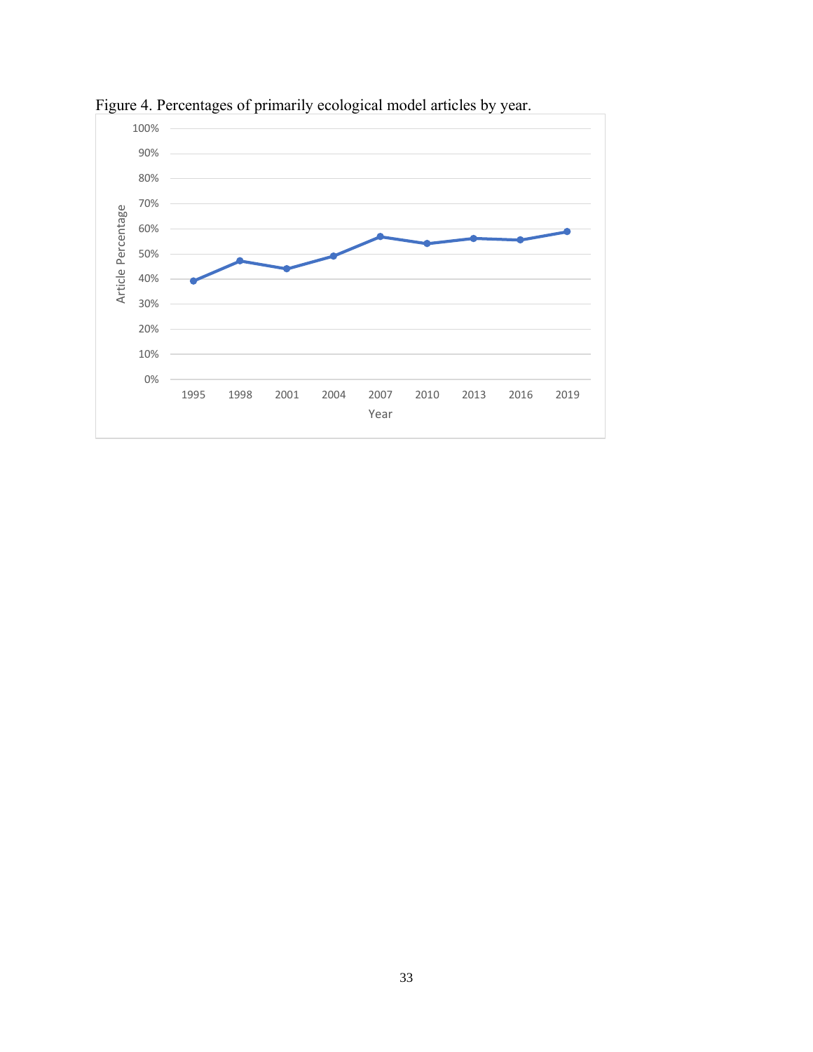Figure 4. Percentages of primarily ecological model articles by year.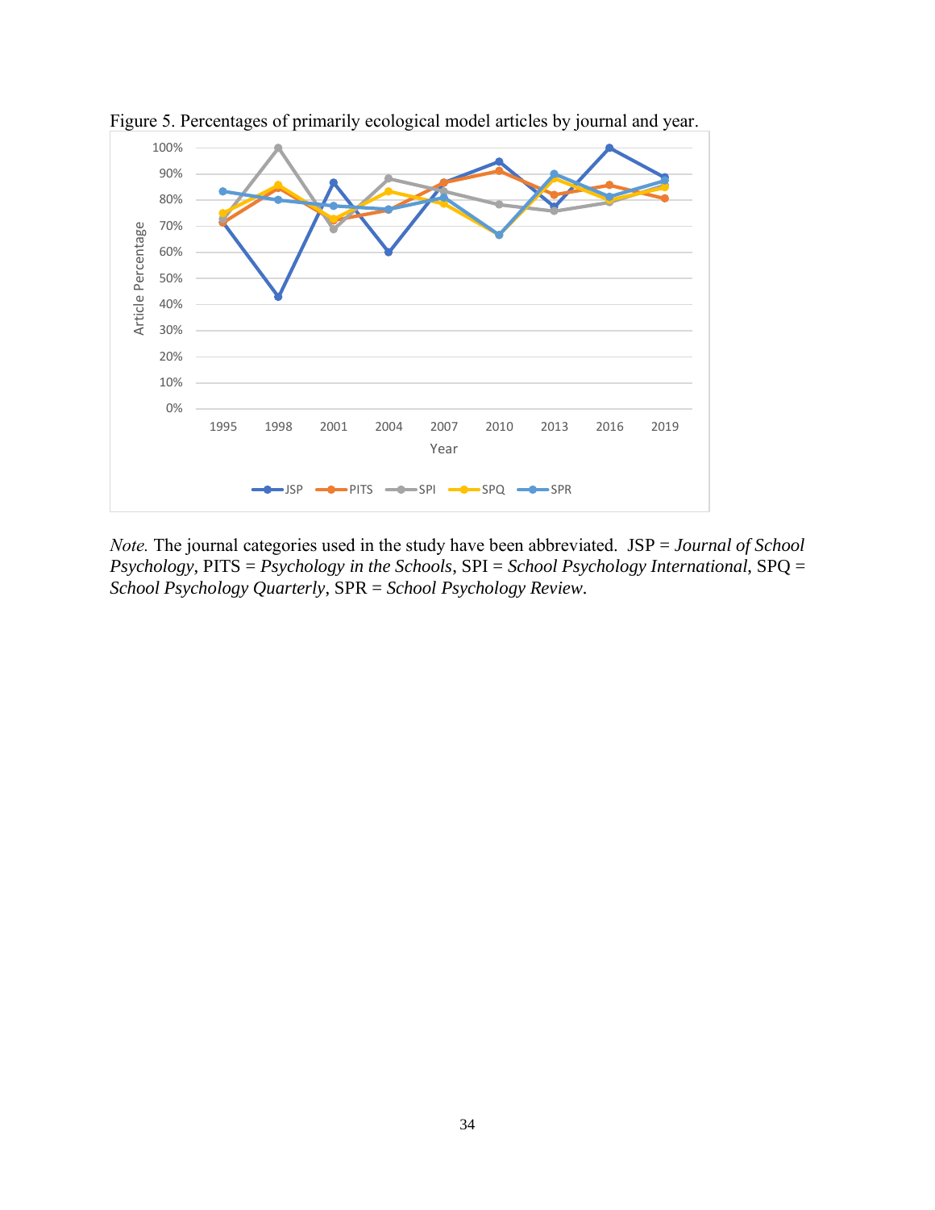Figure 5. Percentages of primarily ecological model articles by journal and year.

*Note.* The journal categories used in the study have been abbreviated. JSP = *Journal of School Psychology*, PITS = *Psychology in the Schools*, SPI = *School Psychology International*, SPQ = *School Psychology Quarterly*, SPR = *School Psychology Review*.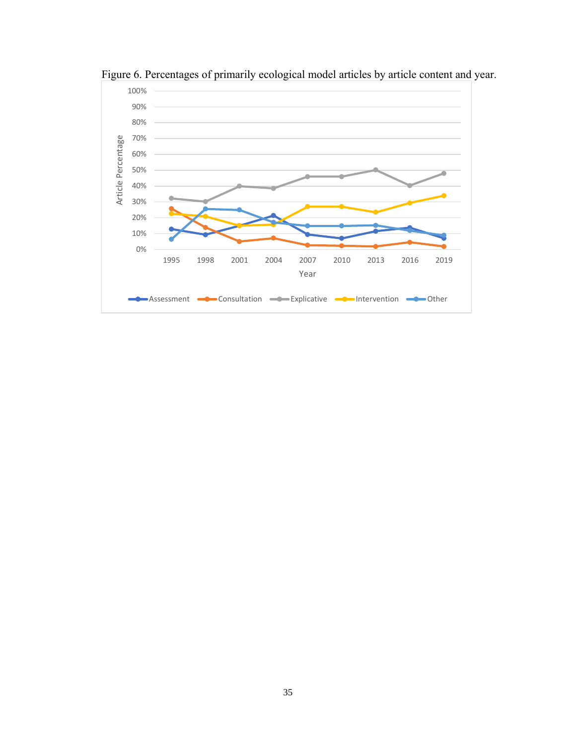Figure 6. Percentages of primarily ecological model articles by article content and year.

100%
90%
80%
70%
60%
50%
40%
30%
20%
10%
0%

Article Percentage

1995 1998 2001 2004 2007 2010 2013 2016 2019

Year

Assessment Consultation Explicative Intervention Other